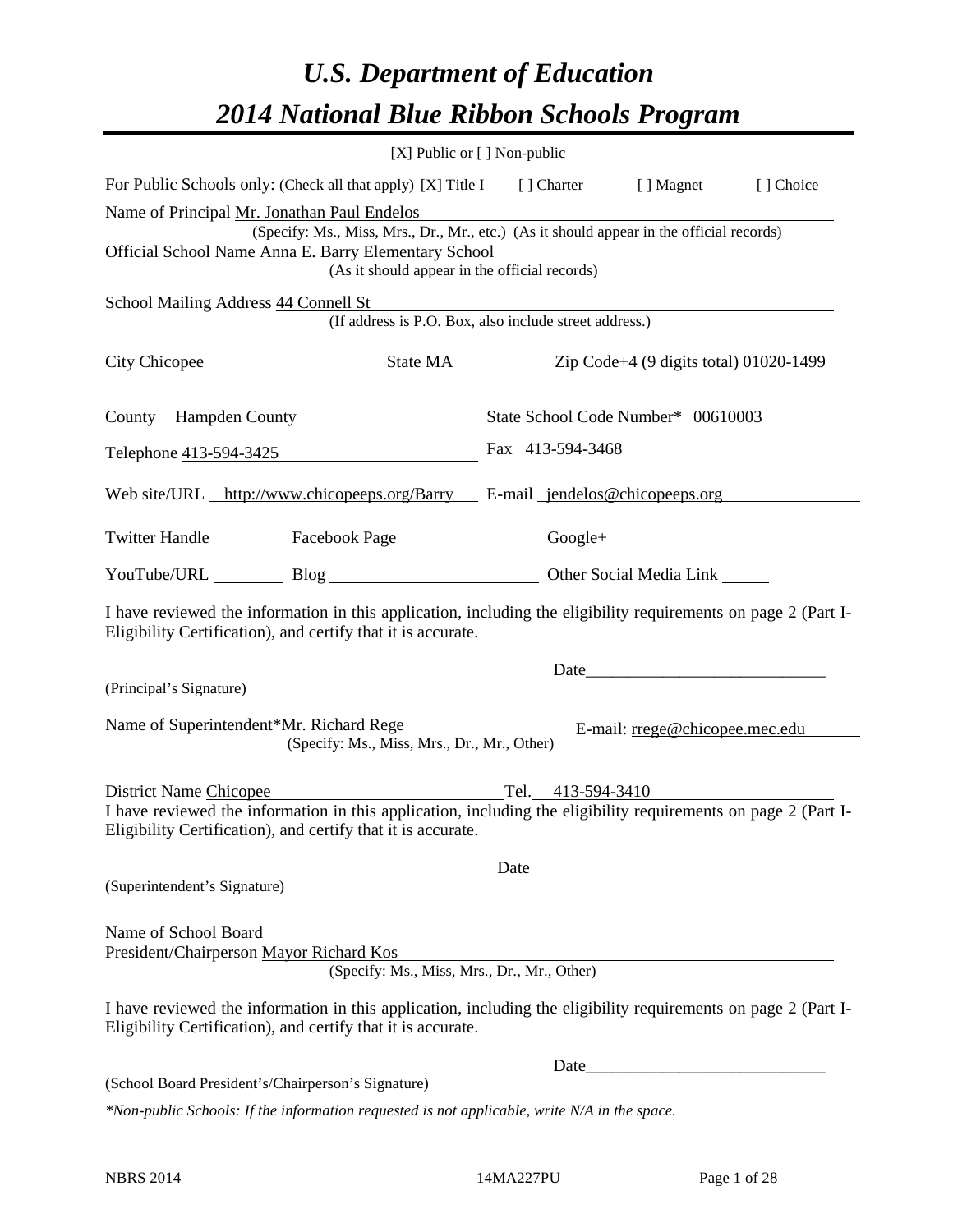# *U.S. Department of Education*
# *2014 National Blue Ribbon Schools Program*

[X] Public or [ ] Non-public

For Public Schools only: (Check all that apply) [X] Title I [ ] Charter [ ] Magnet [ ] Choice

Name of Principal Mr. Jonathan Paul Endelos
(Specify: Ms., Miss, Mrs., Dr., Mr., etc.) (As it should appear in the official records)

Official School Name Anna E. Barry Elementary School
(As it should appear in the official records)

School Mailing Address 44 Connell St
(If address is P.O. Box, also include street address.)

City Chicopee State MA Zip Code+4 (9 digits total) 01020-1499

County Hampden County State School Code Number* 00610003

Telephone 413-594-3425 Fax 413-594-3468

Web site/URL http://www.chicopeeps.org/Barry E-mail jendelos@chicopeeps.org

Twitter Handle ________ Facebook Page ________ Google+ ________

YouTube/URL ________ Blog ________ Other Social Media Link ________

I have reviewed the information in this application, including the eligibility requirements on page 2 (Part I-Eligibility Certification), and certify that it is accurate.

_______________________________ Date_______________

(Principal's Signature)

Name of Superintendent*Mr. Richard Rege E-mail: rrege@chicopee.mec.edu
(Specify: Ms., Miss, Mrs., Dr., Mr., Other)

District Name Chicopee Tel. 413-594-3410

I have reviewed the information in this application, including the eligibility requirements on page 2 (Part I-Eligibility Certification), and certify that it is accurate.

_______________________________ Date_______________

(Superintendent's Signature)

Name of School Board
President/Chairperson Mayor Richard Kos
(Specify: Ms., Miss, Mrs., Dr., Mr., Other)

I have reviewed the information in this application, including the eligibility requirements on page 2 (Part I-Eligibility Certification), and certify that it is accurate.

_______________________________ Date_______________

(School Board President's/Chairperson's Signature)

*\*Non-public Schools: If the information requested is not applicable, write N/A in the space.*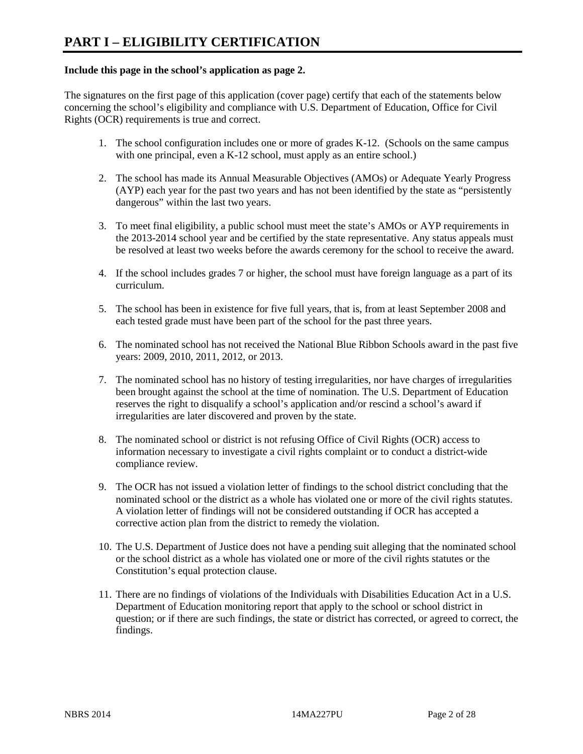# PART I – ELIGIBILITY CERTIFICATION

**Include this page in the school's application as page 2.**

The signatures on the first page of this application (cover page) certify that each of the statements below concerning the school's eligibility and compliance with U.S. Department of Education, Office for Civil Rights (OCR) requirements is true and correct.

1. The school configuration includes one or more of grades K-12. (Schools on the same campus with one principal, even a K-12 school, must apply as an entire school.)

2. The school has made its Annual Measurable Objectives (AMOs) or Adequate Yearly Progress (AYP) each year for the past two years and has not been identified by the state as "persistently dangerous" within the last two years.

3. To meet final eligibility, a public school must meet the state's AMOs or AYP requirements in the 2013-2014 school year and be certified by the state representative. Any status appeals must be resolved at least two weeks before the awards ceremony for the school to receive the award.

4. If the school includes grades 7 or higher, the school must have foreign language as a part of its curriculum.

5. The school has been in existence for five full years, that is, from at least September 2008 and each tested grade must have been part of the school for the past three years.

6. The nominated school has not received the National Blue Ribbon Schools award in the past five years: 2009, 2010, 2011, 2012, or 2013.

7. The nominated school has no history of testing irregularities, nor have charges of irregularities been brought against the school at the time of nomination. The U.S. Department of Education reserves the right to disqualify a school's application and/or rescind a school's award if irregularities are later discovered and proven by the state.

8. The nominated school or district is not refusing Office of Civil Rights (OCR) access to information necessary to investigate a civil rights complaint or to conduct a district-wide compliance review.

9. The OCR has not issued a violation letter of findings to the school district concluding that the nominated school or the district as a whole has violated one or more of the civil rights statutes. A violation letter of findings will not be considered outstanding if OCR has accepted a corrective action plan from the district to remedy the violation.

10. The U.S. Department of Justice does not have a pending suit alleging that the nominated school or the school district as a whole has violated one or more of the civil rights statutes or the Constitution's equal protection clause.

11. There are no findings of violations of the Individuals with Disabilities Education Act in a U.S. Department of Education monitoring report that apply to the school or school district in question; or if there are such findings, the state or district has corrected, or agreed to correct, the findings.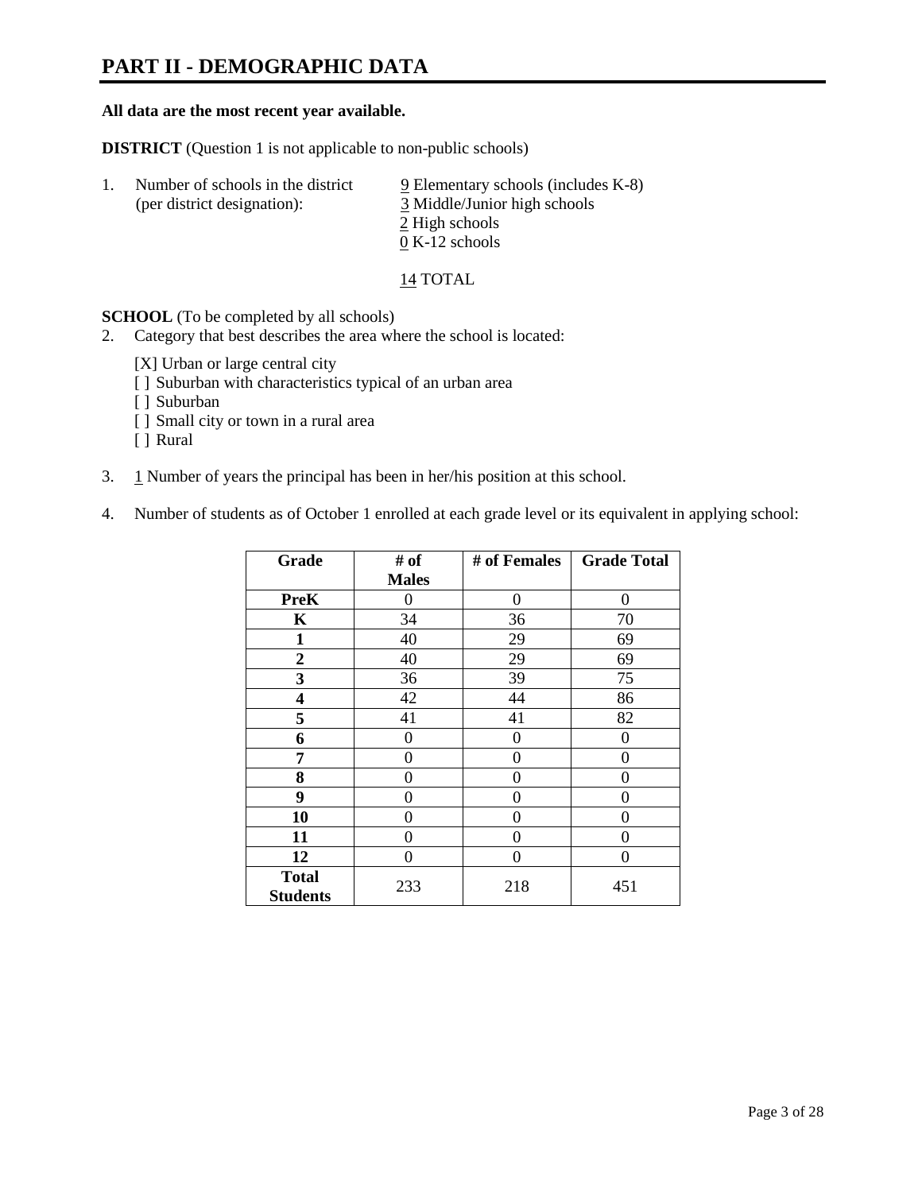# PART II - DEMOGRAPHIC DATA

**All data are the most recent year available.**

**DISTRICT** (Question 1 is not applicable to non-public schools)

1. Number of schools in the district (per district designation):
   - 9 Elementary schools (includes K-8)
   - 3 Middle/Junior high schools
   - 2 High schools
   - 0 K-12 schools

   14 TOTAL

**SCHOOL** (To be completed by all schools)

2. Category that best describes the area where the school is located:

   [X] Urban or large central city
   [ ] Suburban with characteristics typical of an urban area
   [ ] Suburban
   [ ] Small city or town in a rural area
   [ ] Rural

3. 1 Number of years the principal has been in her/his position at this school.

4. Number of students as of October 1 enrolled at each grade level or its equivalent in applying school:

| Grade | # of Males | # of Females | Grade Total |
|---|---|---|---|
| **PreK** | 0 | 0 | 0 |
| **K** | 34 | 36 | 70 |
| **1** | 40 | 29 | 69 |
| **2** | 40 | 29 | 69 |
| **3** | 36 | 39 | 75 |
| **4** | 42 | 44 | 86 |
| **5** | 41 | 41 | 82 |
| **6** | 0 | 0 | 0 |
| **7** | 0 | 0 | 0 |
| **8** | 0 | 0 | 0 |
| **9** | 0 | 0 | 0 |
| **10** | 0 | 0 | 0 |
| **11** | 0 | 0 | 0 |
| **12** | 0 | 0 | 0 |
| **Total Students** | 233 | 218 | 451 |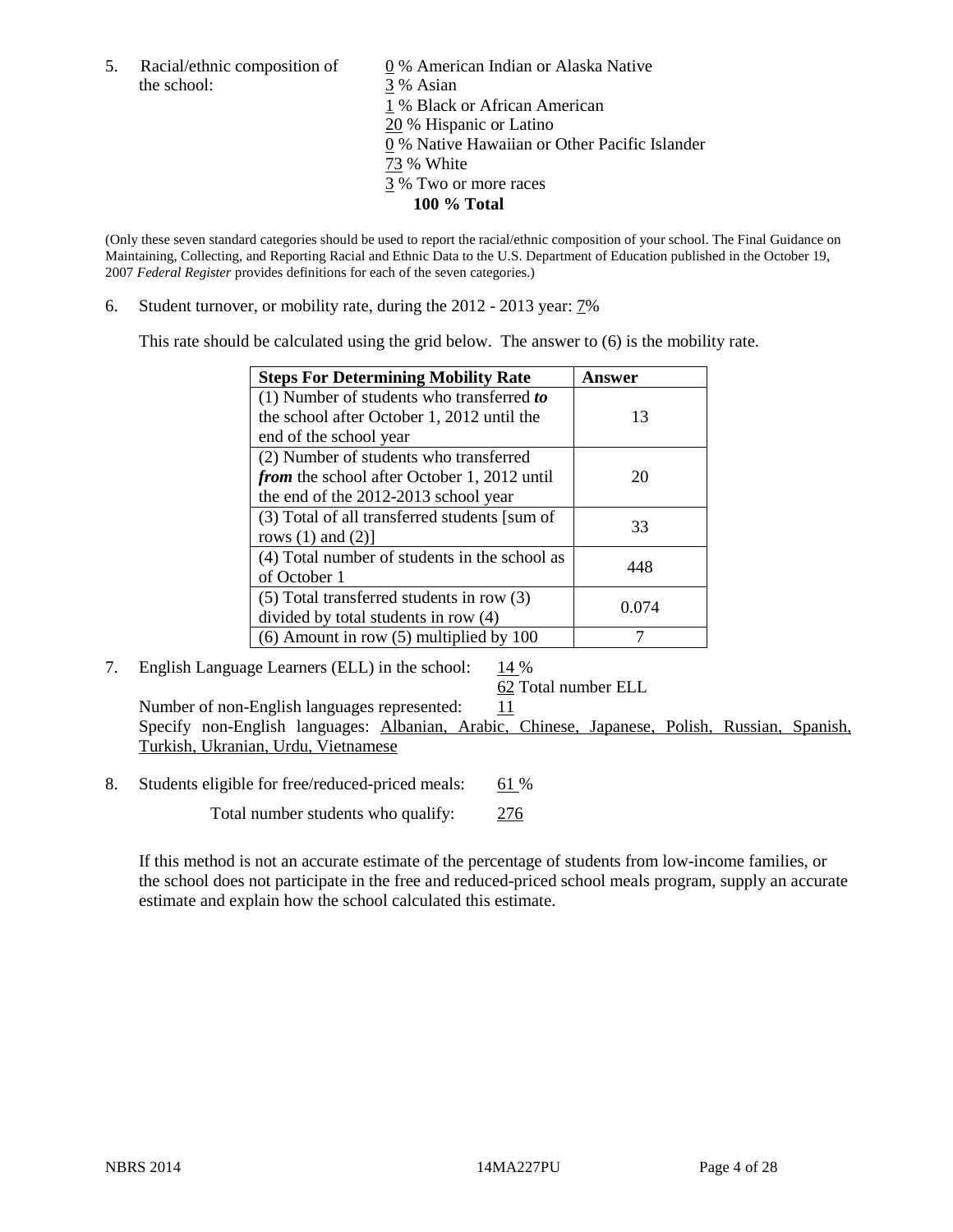5. Racial/ethnic composition of the school:

0 % American Indian or Alaska Native
3 % Asian
1 % Black or African American
20 % Hispanic or Latino
0 % Native Hawaiian or Other Pacific Islander
73 % White
3 % Two or more races
**100 % Total**

(Only these seven standard categories should be used to report the racial/ethnic composition of your school. The Final Guidance on Maintaining, Collecting, and Reporting Racial and Ethnic Data to the U.S. Department of Education published in the October 19, 2007 *Federal Register* provides definitions for each of the seven categories.)

6. Student turnover, or mobility rate, during the 2012 - 2013 year: 7%

This rate should be calculated using the grid below. The answer to (6) is the mobility rate.

| **Steps For Determining Mobility Rate** | **Answer** |
|---|---|
| (1) Number of students who transferred ***to*** the school after October 1, 2012 until the end of the school year | 13 |
| (2) Number of students who transferred ***from*** the school after October 1, 2012 until the end of the 2012-2013 school year | 20 |
| (3) Total of all transferred students [sum of rows (1) and (2)] | 33 |
| (4) Total number of students in the school as of October 1 | 448 |
| (5) Total transferred students in row (3) divided by total students in row (4) | 0.074 |
| (6) Amount in row (5) multiplied by 100 | 7 |

7. English Language Learners (ELL) in the school: 14 %

62 Total number ELL

Number of non-English languages represented: 11

Specify non-English languages: Albanian, Arabic, Chinese, Japanese, Polish, Russian, Spanish, Turkish, Ukranian, Urdu, Vietnamese

8. Students eligible for free/reduced-priced meals: 61 %

Total number students who qualify: 276

If this method is not an accurate estimate of the percentage of students from low-income families, or the school does not participate in the free and reduced-priced school meals program, supply an accurate estimate and explain how the school calculated this estimate.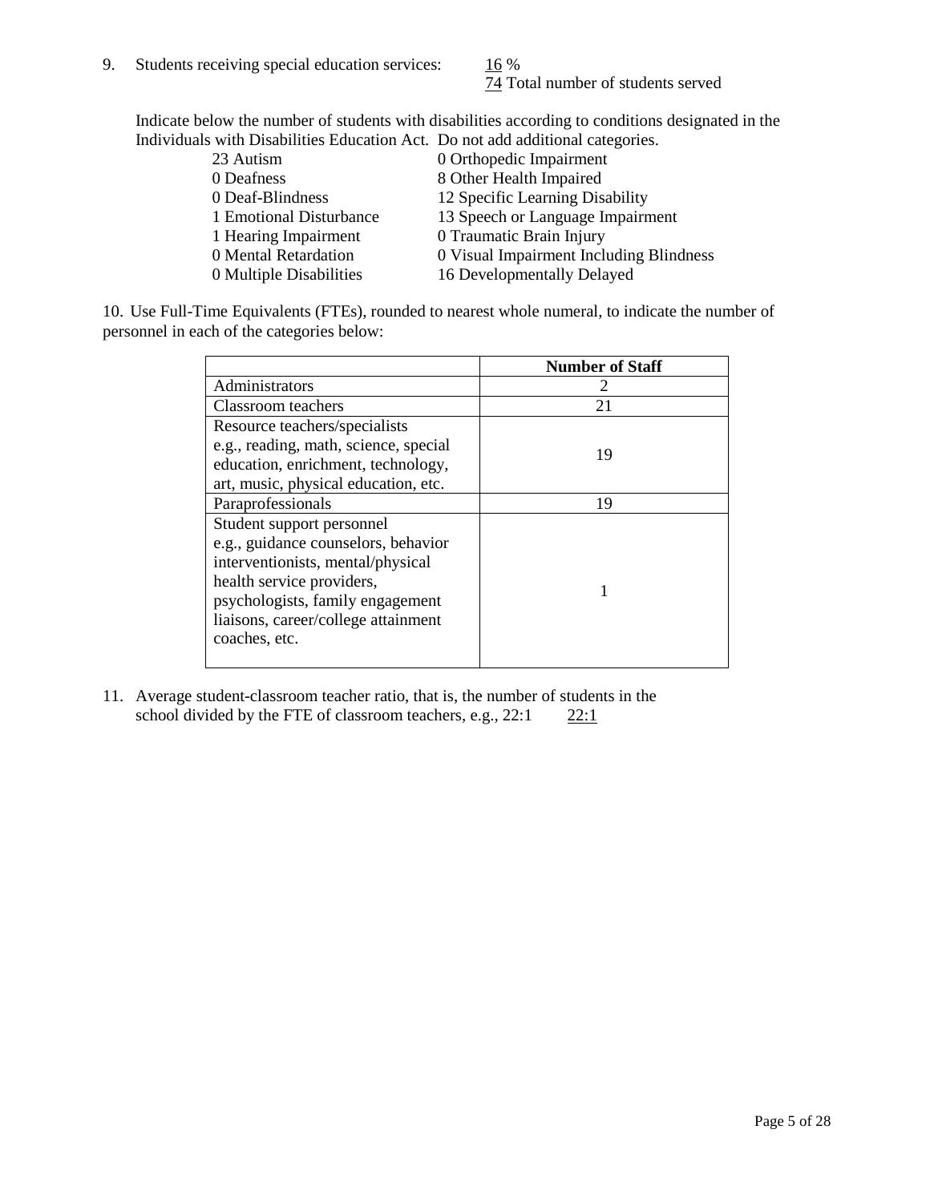9. Students receiving special education services: 16 %
74 Total number of students served

Indicate below the number of students with disabilities according to conditions designated in the Individuals with Disabilities Education Act. Do not add additional categories.

| | |
|---|---|
| 23 Autism | 0 Orthopedic Impairment |
| 0 Deafness | 8 Other Health Impaired |
| 0 Deaf-Blindness | 12 Specific Learning Disability |
| 1 Emotional Disturbance | 13 Speech or Language Impairment |
| 1 Hearing Impairment | 0 Traumatic Brain Injury |
| 0 Mental Retardation | 0 Visual Impairment Including Blindness |
| 0 Multiple Disabilities | 16 Developmentally Delayed |

10. Use Full-Time Equivalents (FTEs), rounded to nearest whole numeral, to indicate the number of personnel in each of the categories below:

| | Number of Staff |
|---|---|
| Administrators | 2 |
| Classroom teachers | 21 |
| Resource teachers/specialists e.g., reading, math, science, special education, enrichment, technology, art, music, physical education, etc. | 19 |
| Paraprofessionals | 19 |
| Student support personnel e.g., guidance counselors, behavior interventionists, mental/physical health service providers, psychologists, family engagement liaisons, career/college attainment coaches, etc. | 1 |

11. Average student-classroom teacher ratio, that is, the number of students in the school divided by the FTE of classroom teachers, e.g., 22:1 22:1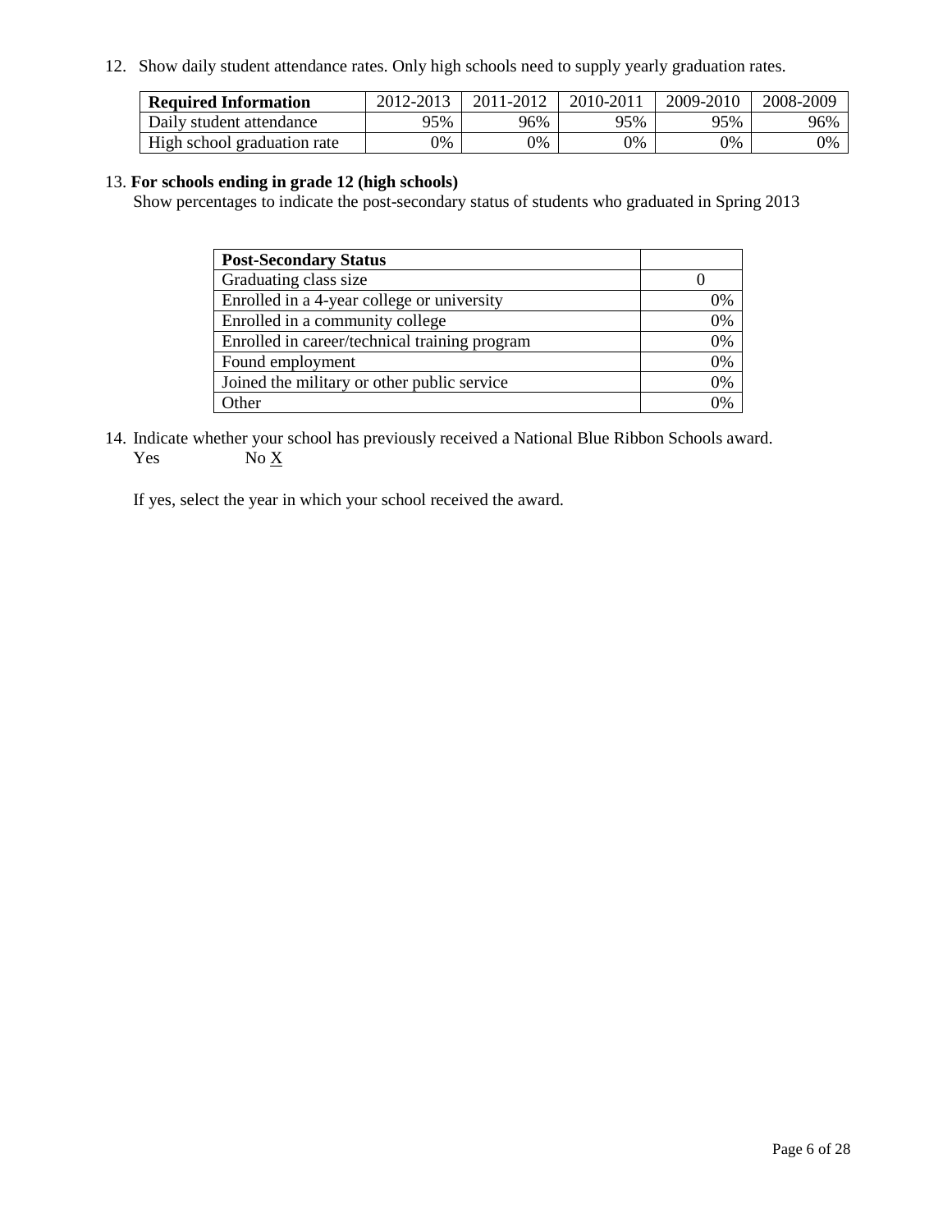12. Show daily student attendance rates. Only high schools need to supply yearly graduation rates.

| **Required Information** | 2012-2013 | 2011-2012 | 2010-2011 | 2009-2010 | 2008-2009 |
|---|---|---|---|---|---|
| Daily student attendance | 95% | 96% | 95% | 95% | 96% |
| High school graduation rate | 0% | 0% | 0% | 0% | 0% |

13. **For schools ending in grade 12 (high schools)**

Show percentages to indicate the post-secondary status of students who graduated in Spring 2013

| **Post-Secondary Status** | |
|---|---|
| Graduating class size | 0 |
| Enrolled in a 4-year college or university | 0% |
| Enrolled in a community college | 0% |
| Enrolled in career/technical training program | 0% |
| Found employment | 0% |
| Joined the military or other public service | 0% |
| Other | 0% |

14. Indicate whether your school has previously received a National Blue Ribbon Schools award.

Yes No X

If yes, select the year in which your school received the award.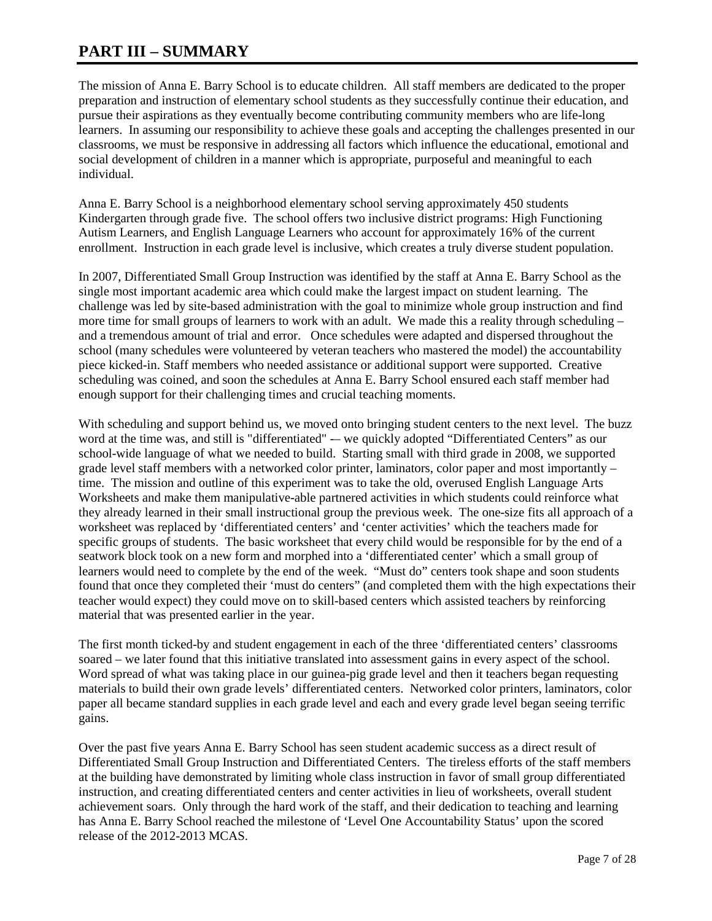# PART III – SUMMARY

The mission of Anna E. Barry School is to educate children. All staff members are dedicated to the proper preparation and instruction of elementary school students as they successfully continue their education, and pursue their aspirations as they eventually become contributing community members who are life-long learners. In assuming our responsibility to achieve these goals and accepting the challenges presented in our classrooms, we must be responsive in addressing all factors which influence the educational, emotional and social development of children in a manner which is appropriate, purposeful and meaningful to each individual.

Anna E. Barry School is a neighborhood elementary school serving approximately 450 students Kindergarten through grade five. The school offers two inclusive district programs: High Functioning Autism Learners, and English Language Learners who account for approximately 16% of the current enrollment. Instruction in each grade level is inclusive, which creates a truly diverse student population.

In 2007, Differentiated Small Group Instruction was identified by the staff at Anna E. Barry School as the single most important academic area which could make the largest impact on student learning. The challenge was led by site-based administration with the goal to minimize whole group instruction and find more time for small groups of learners to work with an adult. We made this a reality through scheduling – and a tremendous amount of trial and error. Once schedules were adapted and dispersed throughout the school (many schedules were volunteered by veteran teachers who mastered the model) the accountability piece kicked-in. Staff members who needed assistance or additional support were supported. Creative scheduling was coined, and soon the schedules at Anna E. Barry School ensured each staff member had enough support for their challenging times and crucial teaching moments.

With scheduling and support behind us, we moved onto bringing student centers to the next level. The buzz word at the time was, and still is "differentiated" -– we quickly adopted "Differentiated Centers" as our school-wide language of what we needed to build. Starting small with third grade in 2008, we supported grade level staff members with a networked color printer, laminators, color paper and most importantly – time. The mission and outline of this experiment was to take the old, overused English Language Arts Worksheets and make them manipulative-able partnered activities in which students could reinforce what they already learned in their small instructional group the previous week. The one-size fits all approach of a worksheet was replaced by 'differentiated centers' and 'center activities' which the teachers made for specific groups of students. The basic worksheet that every child would be responsible for by the end of a seatwork block took on a new form and morphed into a 'differentiated center' which a small group of learners would need to complete by the end of the week. "Must do" centers took shape and soon students found that once they completed their 'must do centers" (and completed them with the high expectations their teacher would expect) they could move on to skill-based centers which assisted teachers by reinforcing material that was presented earlier in the year.

The first month ticked-by and student engagement in each of the three 'differentiated centers' classrooms soared – we later found that this initiative translated into assessment gains in every aspect of the school. Word spread of what was taking place in our guinea-pig grade level and then it teachers began requesting materials to build their own grade levels' differentiated centers. Networked color printers, laminators, color paper all became standard supplies in each grade level and each and every grade level began seeing terrific gains.

Over the past five years Anna E. Barry School has seen student academic success as a direct result of Differentiated Small Group Instruction and Differentiated Centers. The tireless efforts of the staff members at the building have demonstrated by limiting whole class instruction in favor of small group differentiated instruction, and creating differentiated centers and center activities in lieu of worksheets, overall student achievement soars. Only through the hard work of the staff, and their dedication to teaching and learning has Anna E. Barry School reached the milestone of 'Level One Accountability Status' upon the scored release of the 2012-2013 MCAS.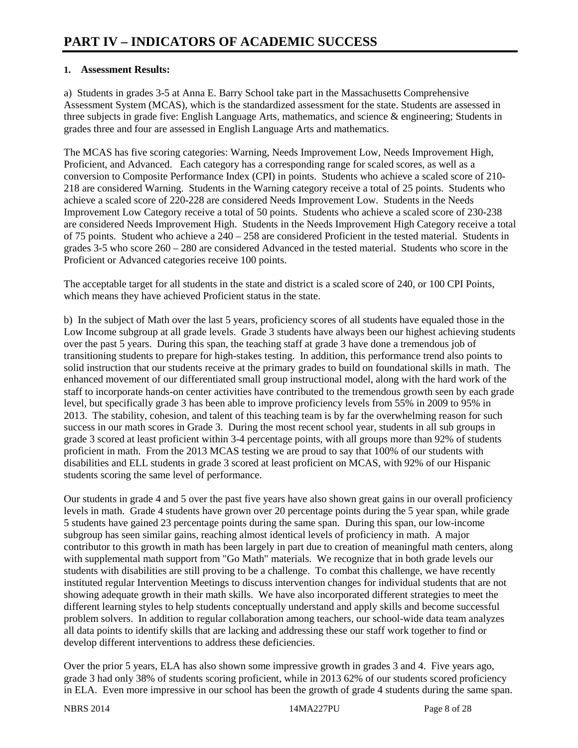# PART IV – INDICATORS OF ACADEMIC SUCCESS

**1. Assessment Results:**

a) Students in grades 3-5 at Anna E. Barry School take part in the Massachusetts Comprehensive Assessment System (MCAS), which is the standardized assessment for the state. Students are assessed in three subjects in grade five: English Language Arts, mathematics, and science & engineering; Students in grades three and four are assessed in English Language Arts and mathematics.

The MCAS has five scoring categories: Warning, Needs Improvement Low, Needs Improvement High, Proficient, and Advanced. Each category has a corresponding range for scaled scores, as well as a conversion to Composite Performance Index (CPI) in points. Students who achieve a scaled score of 210-218 are considered Warning. Students in the Warning category receive a total of 25 points. Students who achieve a scaled score of 220-228 are considered Needs Improvement Low. Students in the Needs Improvement Low Category receive a total of 50 points. Students who achieve a scaled score of 230-238 are considered Needs Improvement High. Students in the Needs Improvement High Category receive a total of 75 points. Student who achieve a 240 – 258 are considered Proficient in the tested material. Students in grades 3-5 who score 260 – 280 are considered Advanced in the tested material. Students who score in the Proficient or Advanced categories receive 100 points.

The acceptable target for all students in the state and district is a scaled score of 240, or 100 CPI Points, which means they have achieved Proficient status in the state.

b) In the subject of Math over the last 5 years, proficiency scores of all students have equaled those in the Low Income subgroup at all grade levels. Grade 3 students have always been our highest achieving students over the past 5 years. During this span, the teaching staff at grade 3 have done a tremendous job of transitioning students to prepare for high-stakes testing. In addition, this performance trend also points to solid instruction that our students receive at the primary grades to build on foundational skills in math. The enhanced movement of our differentiated small group instructional model, along with the hard work of the staff to incorporate hands-on center activities have contributed to the tremendous growth seen by each grade level, but specifically grade 3 has been able to improve proficiency levels from 55% in 2009 to 95% in 2013. The stability, cohesion, and talent of this teaching team is by far the overwhelming reason for such success in our math scores in Grade 3. During the most recent school year, students in all sub groups in grade 3 scored at least proficient within 3-4 percentage points, with all groups more than 92% of students proficient in math. From the 2013 MCAS testing we are proud to say that 100% of our students with disabilities and ELL students in grade 3 scored at least proficient on MCAS, with 92% of our Hispanic students scoring the same level of performance.

Our students in grade 4 and 5 over the past five years have also shown great gains in our overall proficiency levels in math. Grade 4 students have grown over 20 percentage points during the 5 year span, while grade 5 students have gained 23 percentage points during the same span. During this span, our low-income subgroup has seen similar gains, reaching almost identical levels of proficiency in math. A major contributor to this growth in math has been largely in part due to creation of meaningful math centers, along with supplemental math support from "Go Math" materials. We recognize that in both grade levels our students with disabilities are still proving to be a challenge. To combat this challenge, we have recently instituted regular Intervention Meetings to discuss intervention changes for individual students that are not showing adequate growth in their math skills. We have also incorporated different strategies to meet the different learning styles to help students conceptually understand and apply skills and become successful problem solvers. In addition to regular collaboration among teachers, our school-wide data team analyzes all data points to identify skills that are lacking and addressing these our staff work together to find or develop different interventions to address these deficiencies.

Over the prior 5 years, ELA has also shown some impressive growth in grades 3 and 4. Five years ago, grade 3 had only 38% of students scoring proficient, while in 2013 62% of our students scored proficiency in ELA. Even more impressive in our school has been the growth of grade 4 students during the same span.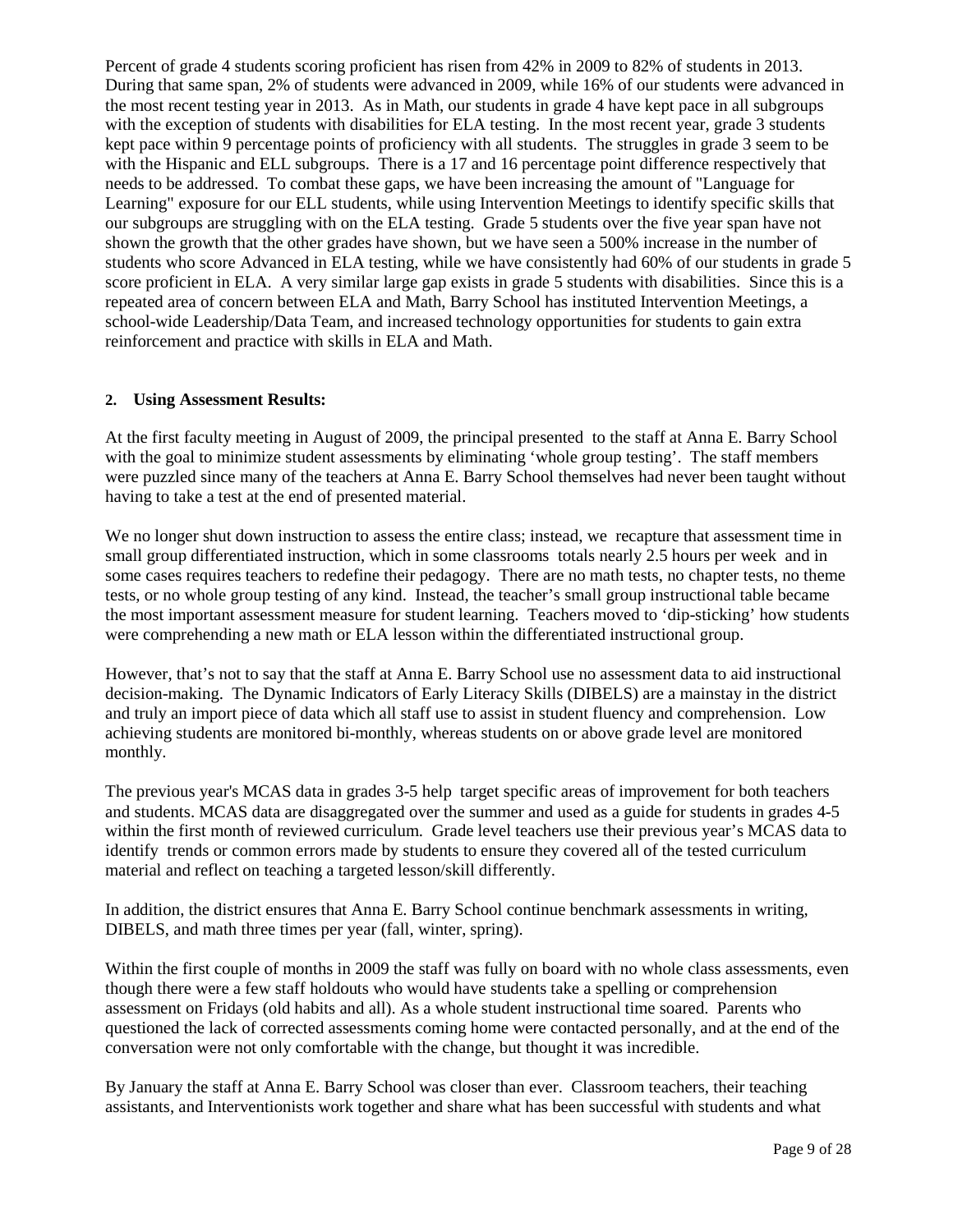Percent of grade 4 students scoring proficient has risen from 42% in 2009 to 82% of students in 2013. During that same span, 2% of students were advanced in 2009, while 16% of our students were advanced in the most recent testing year in 2013. As in Math, our students in grade 4 have kept pace in all subgroups with the exception of students with disabilities for ELA testing. In the most recent year, grade 3 students kept pace within 9 percentage points of proficiency with all students. The struggles in grade 3 seem to be with the Hispanic and ELL subgroups. There is a 17 and 16 percentage point difference respectively that needs to be addressed. To combat these gaps, we have been increasing the amount of "Language for Learning" exposure for our ELL students, while using Intervention Meetings to identify specific skills that our subgroups are struggling with on the ELA testing. Grade 5 students over the five year span have not shown the growth that the other grades have shown, but we have seen a 500% increase in the number of students who score Advanced in ELA testing, while we have consistently had 60% of our students in grade 5 score proficient in ELA. A very similar large gap exists in grade 5 students with disabilities. Since this is a repeated area of concern between ELA and Math, Barry School has instituted Intervention Meetings, a school-wide Leadership/Data Team, and increased technology opportunities for students to gain extra reinforcement and practice with skills in ELA and Math.

**2. Using Assessment Results:**

At the first faculty meeting in August of 2009, the principal presented to the staff at Anna E. Barry School with the goal to minimize student assessments by eliminating 'whole group testing'. The staff members were puzzled since many of the teachers at Anna E. Barry School themselves had never been taught without having to take a test at the end of presented material.

We no longer shut down instruction to assess the entire class; instead, we recapture that assessment time in small group differentiated instruction, which in some classrooms totals nearly 2.5 hours per week and in some cases requires teachers to redefine their pedagogy. There are no math tests, no chapter tests, no theme tests, or no whole group testing of any kind. Instead, the teacher's small group instructional table became the most important assessment measure for student learning. Teachers moved to 'dip-sticking' how students were comprehending a new math or ELA lesson within the differentiated instructional group.

However, that's not to say that the staff at Anna E. Barry School use no assessment data to aid instructional decision-making. The Dynamic Indicators of Early Literacy Skills (DIBELS) are a mainstay in the district and truly an import piece of data which all staff use to assist in student fluency and comprehension. Low achieving students are monitored bi-monthly, whereas students on or above grade level are monitored monthly.

The previous year's MCAS data in grades 3-5 help target specific areas of improvement for both teachers and students. MCAS data are disaggregated over the summer and used as a guide for students in grades 4-5 within the first month of reviewed curriculum. Grade level teachers use their previous year's MCAS data to identify trends or common errors made by students to ensure they covered all of the tested curriculum material and reflect on teaching a targeted lesson/skill differently.

In addition, the district ensures that Anna E. Barry School continue benchmark assessments in writing, DIBELS, and math three times per year (fall, winter, spring).

Within the first couple of months in 2009 the staff was fully on board with no whole class assessments, even though there were a few staff holdouts who would have students take a spelling or comprehension assessment on Fridays (old habits and all). As a whole student instructional time soared. Parents who questioned the lack of corrected assessments coming home were contacted personally, and at the end of the conversation were not only comfortable with the change, but thought it was incredible.

By January the staff at Anna E. Barry School was closer than ever. Classroom teachers, their teaching assistants, and Interventionists work together and share what has been successful with students and what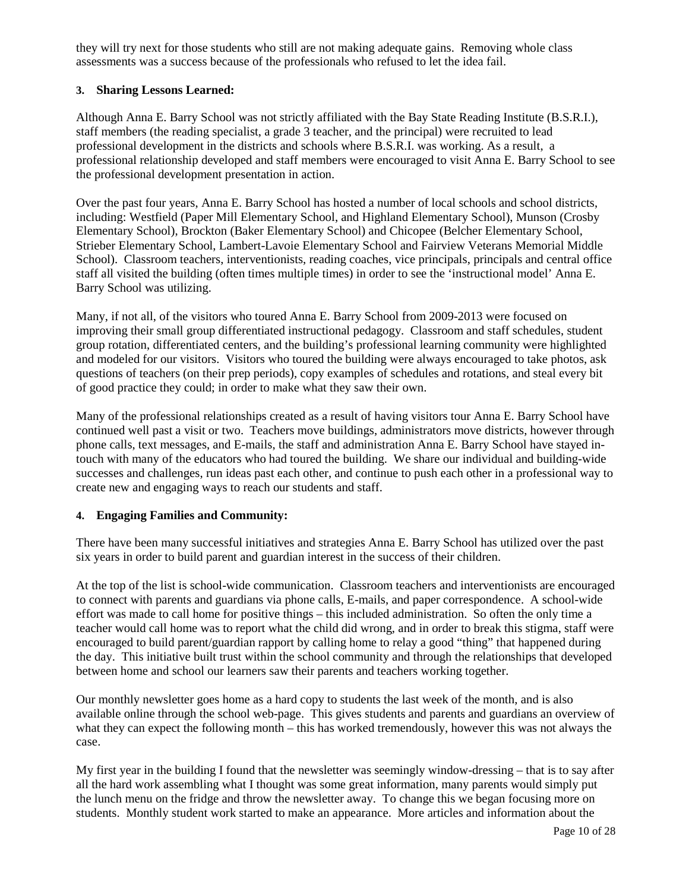they will try next for those students who still are not making adequate gains. Removing whole class assessments was a success because of the professionals who refused to let the idea fail.

### 3. Sharing Lessons Learned:

Although Anna E. Barry School was not strictly affiliated with the Bay State Reading Institute (B.S.R.I.), staff members (the reading specialist, a grade 3 teacher, and the principal) were recruited to lead professional development in the districts and schools where B.S.R.I. was working. As a result, a professional relationship developed and staff members were encouraged to visit Anna E. Barry School to see the professional development presentation in action.

Over the past four years, Anna E. Barry School has hosted a number of local schools and school districts, including: Westfield (Paper Mill Elementary School, and Highland Elementary School), Munson (Crosby Elementary School), Brockton (Baker Elementary School) and Chicopee (Belcher Elementary School, Strieber Elementary School, Lambert-Lavoie Elementary School and Fairview Veterans Memorial Middle School). Classroom teachers, interventionists, reading coaches, vice principals, principals and central office staff all visited the building (often times multiple times) in order to see the 'instructional model' Anna E. Barry School was utilizing.

Many, if not all, of the visitors who toured Anna E. Barry School from 2009-2013 were focused on improving their small group differentiated instructional pedagogy. Classroom and staff schedules, student group rotation, differentiated centers, and the building's professional learning community were highlighted and modeled for our visitors. Visitors who toured the building were always encouraged to take photos, ask questions of teachers (on their prep periods), copy examples of schedules and rotations, and steal every bit of good practice they could; in order to make what they saw their own.

Many of the professional relationships created as a result of having visitors tour Anna E. Barry School have continued well past a visit or two. Teachers move buildings, administrators move districts, however through phone calls, text messages, and E-mails, the staff and administration Anna E. Barry School have stayed in-touch with many of the educators who had toured the building. We share our individual and building-wide successes and challenges, run ideas past each other, and continue to push each other in a professional way to create new and engaging ways to reach our students and staff.

### 4. Engaging Families and Community:

There have been many successful initiatives and strategies Anna E. Barry School has utilized over the past six years in order to build parent and guardian interest in the success of their children.

At the top of the list is school-wide communication. Classroom teachers and interventionists are encouraged to connect with parents and guardians via phone calls, E-mails, and paper correspondence. A school-wide effort was made to call home for positive things – this included administration. So often the only time a teacher would call home was to report what the child did wrong, and in order to break this stigma, staff were encouraged to build parent/guardian rapport by calling home to relay a good "thing" that happened during the day. This initiative built trust within the school community and through the relationships that developed between home and school our learners saw their parents and teachers working together.

Our monthly newsletter goes home as a hard copy to students the last week of the month, and is also available online through the school web-page. This gives students and parents and guardians an overview of what they can expect the following month – this has worked tremendously, however this was not always the case.

My first year in the building I found that the newsletter was seemingly window-dressing – that is to say after all the hard work assembling what I thought was some great information, many parents would simply put the lunch menu on the fridge and throw the newsletter away. To change this we began focusing more on students. Monthly student work started to make an appearance. More articles and information about the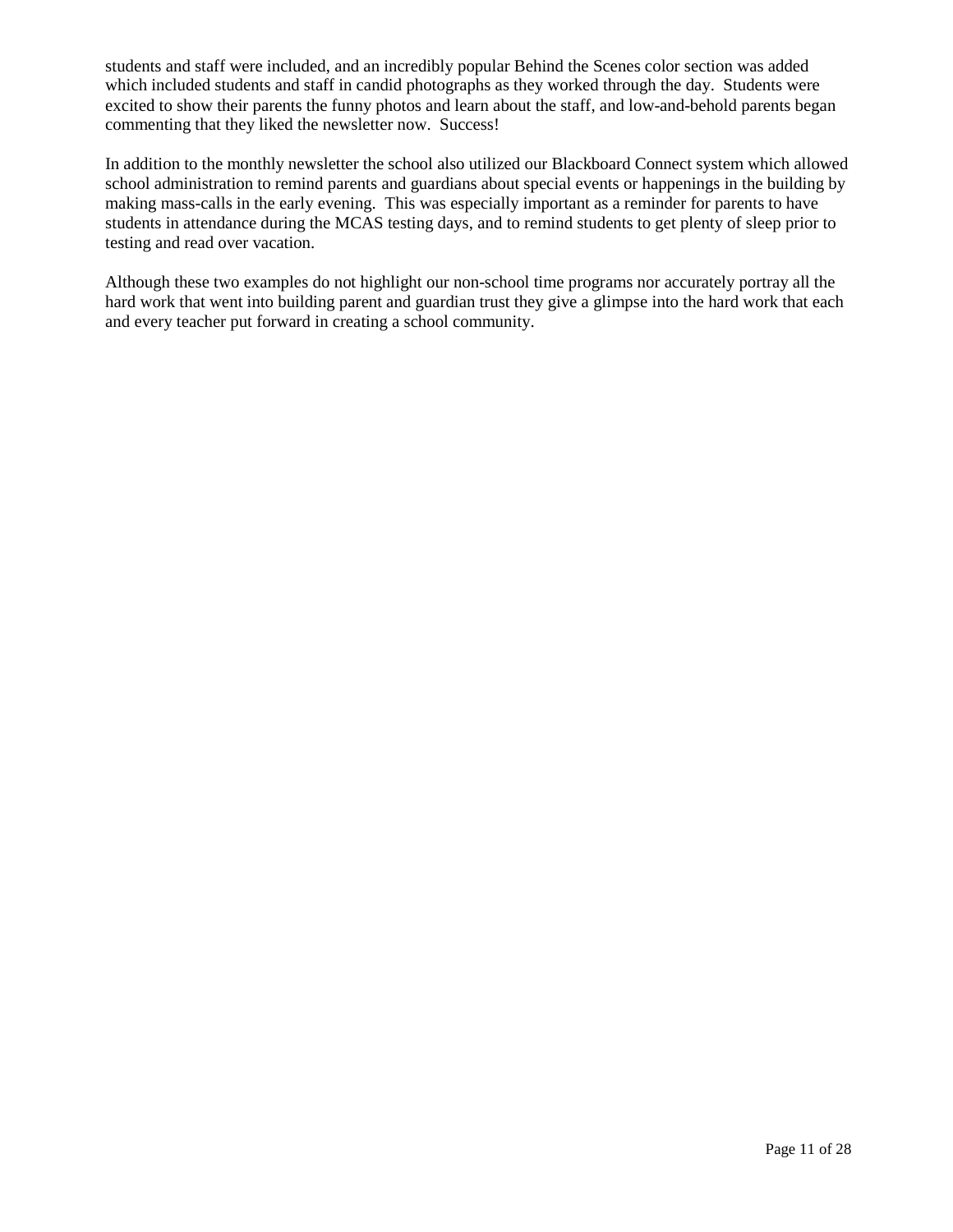students and staff were included, and an incredibly popular Behind the Scenes color section was added which included students and staff in candid photographs as they worked through the day. Students were excited to show their parents the funny photos and learn about the staff, and low-and-behold parents began commenting that they liked the newsletter now. Success!

In addition to the monthly newsletter the school also utilized our Blackboard Connect system which allowed school administration to remind parents and guardians about special events or happenings in the building by making mass-calls in the early evening. This was especially important as a reminder for parents to have students in attendance during the MCAS testing days, and to remind students to get plenty of sleep prior to testing and read over vacation.

Although these two examples do not highlight our non-school time programs nor accurately portray all the hard work that went into building parent and guardian trust they give a glimpse into the hard work that each and every teacher put forward in creating a school community.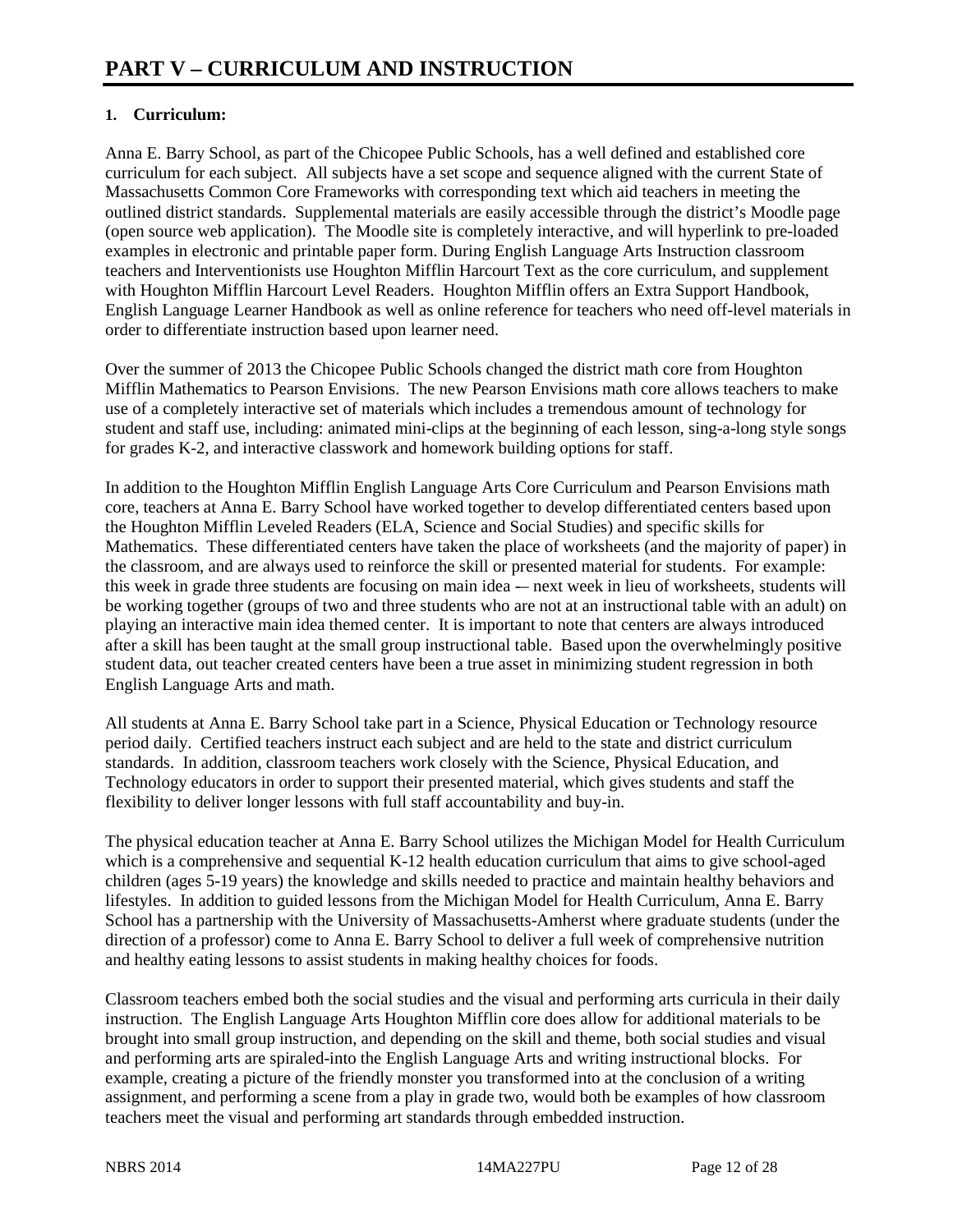# PART V – CURRICULUM AND INSTRUCTION

**1. Curriculum:**

Anna E. Barry School, as part of the Chicopee Public Schools, has a well defined and established core curriculum for each subject. All subjects have a set scope and sequence aligned with the current State of Massachusetts Common Core Frameworks with corresponding text which aid teachers in meeting the outlined district standards. Supplemental materials are easily accessible through the district's Moodle page (open source web application). The Moodle site is completely interactive, and will hyperlink to pre-loaded examples in electronic and printable paper form. During English Language Arts Instruction classroom teachers and Interventionists use Houghton Mifflin Harcourt Text as the core curriculum, and supplement with Houghton Mifflin Harcourt Level Readers. Houghton Mifflin offers an Extra Support Handbook, English Language Learner Handbook as well as online reference for teachers who need off-level materials in order to differentiate instruction based upon learner need.

Over the summer of 2013 the Chicopee Public Schools changed the district math core from Houghton Mifflin Mathematics to Pearson Envisions. The new Pearson Envisions math core allows teachers to make use of a completely interactive set of materials which includes a tremendous amount of technology for student and staff use, including: animated mini-clips at the beginning of each lesson, sing-a-long style songs for grades K-2, and interactive classwork and homework building options for staff.

In addition to the Houghton Mifflin English Language Arts Core Curriculum and Pearson Envisions math core, teachers at Anna E. Barry School have worked together to develop differentiated centers based upon the Houghton Mifflin Leveled Readers (ELA, Science and Social Studies) and specific skills for Mathematics. These differentiated centers have taken the place of worksheets (and the majority of paper) in the classroom, and are always used to reinforce the skill or presented material for students. For example: this week in grade three students are focusing on main idea -– next week in lieu of worksheets, students will be working together (groups of two and three students who are not at an instructional table with an adult) on playing an interactive main idea themed center. It is important to note that centers are always introduced after a skill has been taught at the small group instructional table. Based upon the overwhelmingly positive student data, out teacher created centers have been a true asset in minimizing student regression in both English Language Arts and math.

All students at Anna E. Barry School take part in a Science, Physical Education or Technology resource period daily. Certified teachers instruct each subject and are held to the state and district curriculum standards. In addition, classroom teachers work closely with the Science, Physical Education, and Technology educators in order to support their presented material, which gives students and staff the flexibility to deliver longer lessons with full staff accountability and buy-in.

The physical education teacher at Anna E. Barry School utilizes the Michigan Model for Health Curriculum which is a comprehensive and sequential K-12 health education curriculum that aims to give school-aged children (ages 5-19 years) the knowledge and skills needed to practice and maintain healthy behaviors and lifestyles. In addition to guided lessons from the Michigan Model for Health Curriculum, Anna E. Barry School has a partnership with the University of Massachusetts-Amherst where graduate students (under the direction of a professor) come to Anna E. Barry School to deliver a full week of comprehensive nutrition and healthy eating lessons to assist students in making healthy choices for foods.

Classroom teachers embed both the social studies and the visual and performing arts curricula in their daily instruction. The English Language Arts Houghton Mifflin core does allow for additional materials to be brought into small group instruction, and depending on the skill and theme, both social studies and visual and performing arts are spiraled-into the English Language Arts and writing instructional blocks. For example, creating a picture of the friendly monster you transformed into at the conclusion of a writing assignment, and performing a scene from a play in grade two, would both be examples of how classroom teachers meet the visual and performing art standards through embedded instruction.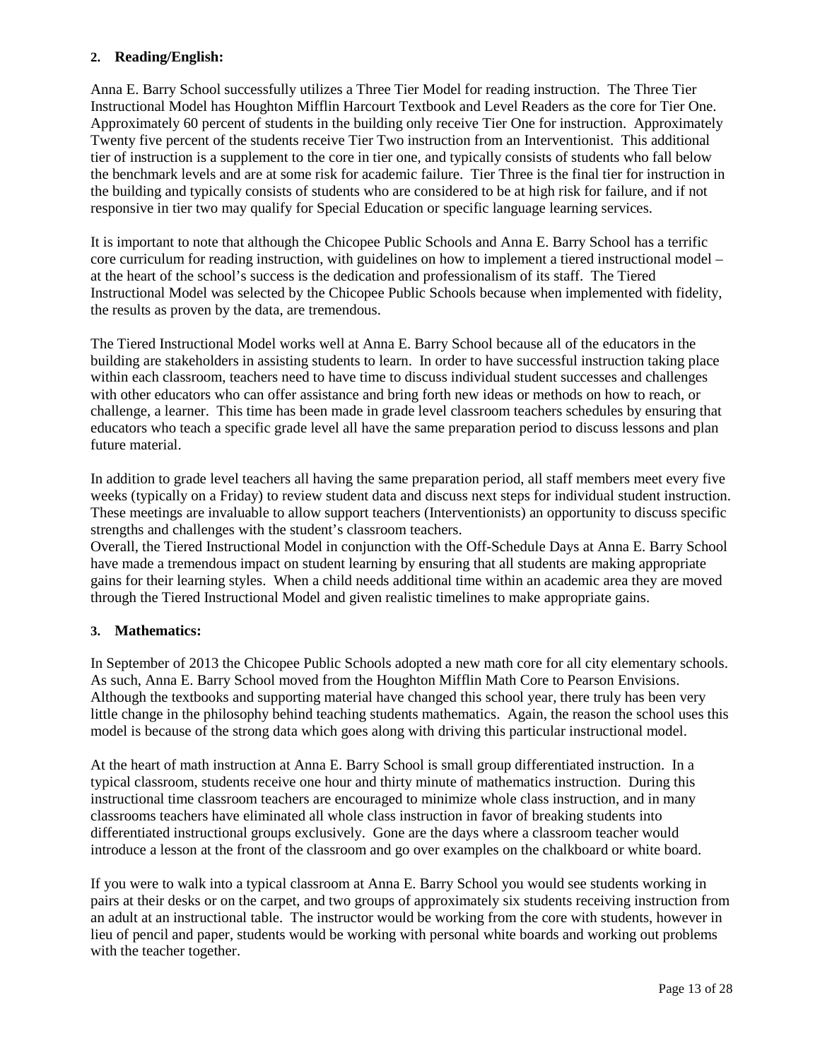**2. Reading/English:**

Anna E. Barry School successfully utilizes a Three Tier Model for reading instruction. The Three Tier Instructional Model has Houghton Mifflin Harcourt Textbook and Level Readers as the core for Tier One. Approximately 60 percent of students in the building only receive Tier One for instruction. Approximately Twenty five percent of the students receive Tier Two instruction from an Interventionist. This additional tier of instruction is a supplement to the core in tier one, and typically consists of students who fall below the benchmark levels and are at some risk for academic failure. Tier Three is the final tier for instruction in the building and typically consists of students who are considered to be at high risk for failure, and if not responsive in tier two may qualify for Special Education or specific language learning services.

It is important to note that although the Chicopee Public Schools and Anna E. Barry School has a terrific core curriculum for reading instruction, with guidelines on how to implement a tiered instructional model – at the heart of the school's success is the dedication and professionalism of its staff. The Tiered Instructional Model was selected by the Chicopee Public Schools because when implemented with fidelity, the results as proven by the data, are tremendous.

The Tiered Instructional Model works well at Anna E. Barry School because all of the educators in the building are stakeholders in assisting students to learn. In order to have successful instruction taking place within each classroom, teachers need to have time to discuss individual student successes and challenges with other educators who can offer assistance and bring forth new ideas or methods on how to reach, or challenge, a learner. This time has been made in grade level classroom teachers schedules by ensuring that educators who teach a specific grade level all have the same preparation period to discuss lessons and plan future material.

In addition to grade level teachers all having the same preparation period, all staff members meet every five weeks (typically on a Friday) to review student data and discuss next steps for individual student instruction. These meetings are invaluable to allow support teachers (Interventionists) an opportunity to discuss specific strengths and challenges with the student's classroom teachers.
Overall, the Tiered Instructional Model in conjunction with the Off-Schedule Days at Anna E. Barry School have made a tremendous impact on student learning by ensuring that all students are making appropriate gains for their learning styles. When a child needs additional time within an academic area they are moved through the Tiered Instructional Model and given realistic timelines to make appropriate gains.

**3. Mathematics:**

In September of 2013 the Chicopee Public Schools adopted a new math core for all city elementary schools. As such, Anna E. Barry School moved from the Houghton Mifflin Math Core to Pearson Envisions. Although the textbooks and supporting material have changed this school year, there truly has been very little change in the philosophy behind teaching students mathematics. Again, the reason the school uses this model is because of the strong data which goes along with driving this particular instructional model.

At the heart of math instruction at Anna E. Barry School is small group differentiated instruction. In a typical classroom, students receive one hour and thirty minute of mathematics instruction. During this instructional time classroom teachers are encouraged to minimize whole class instruction, and in many classrooms teachers have eliminated all whole class instruction in favor of breaking students into differentiated instructional groups exclusively. Gone are the days where a classroom teacher would introduce a lesson at the front of the classroom and go over examples on the chalkboard or white board.

If you were to walk into a typical classroom at Anna E. Barry School you would see students working in pairs at their desks or on the carpet, and two groups of approximately six students receiving instruction from an adult at an instructional table. The instructor would be working from the core with students, however in lieu of pencil and paper, students would be working with personal white boards and working out problems with the teacher together.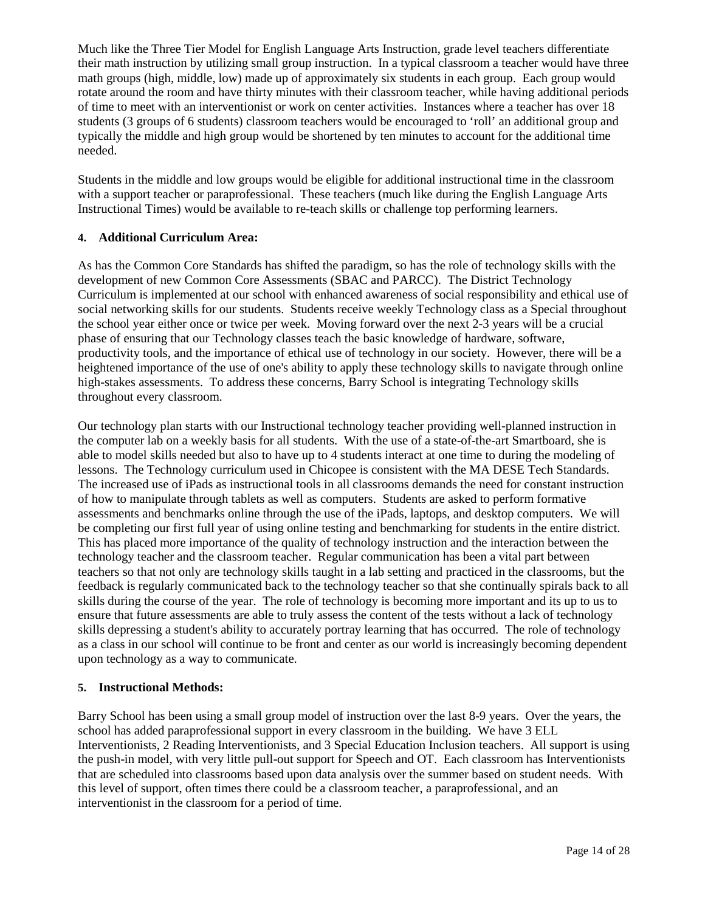Much like the Three Tier Model for English Language Arts Instruction, grade level teachers differentiate their math instruction by utilizing small group instruction. In a typical classroom a teacher would have three math groups (high, middle, low) made up of approximately six students in each group. Each group would rotate around the room and have thirty minutes with their classroom teacher, while having additional periods of time to meet with an interventionist or work on center activities. Instances where a teacher has over 18 students (3 groups of 6 students) classroom teachers would be encouraged to 'roll' an additional group and typically the middle and high group would be shortened by ten minutes to account for the additional time needed.

Students in the middle and low groups would be eligible for additional instructional time in the classroom with a support teacher or paraprofessional. These teachers (much like during the English Language Arts Instructional Times) would be available to re-teach skills or challenge top performing learners.

**4. Additional Curriculum Area:**

As has the Common Core Standards has shifted the paradigm, so has the role of technology skills with the development of new Common Core Assessments (SBAC and PARCC). The District Technology Curriculum is implemented at our school with enhanced awareness of social responsibility and ethical use of social networking skills for our students. Students receive weekly Technology class as a Special throughout the school year either once or twice per week. Moving forward over the next 2-3 years will be a crucial phase of ensuring that our Technology classes teach the basic knowledge of hardware, software, productivity tools, and the importance of ethical use of technology in our society. However, there will be a heightened importance of the use of one's ability to apply these technology skills to navigate through online high-stakes assessments. To address these concerns, Barry School is integrating Technology skills throughout every classroom.

Our technology plan starts with our Instructional technology teacher providing well-planned instruction in the computer lab on a weekly basis for all students. With the use of a state-of-the-art Smartboard, she is able to model skills needed but also to have up to 4 students interact at one time to during the modeling of lessons. The Technology curriculum used in Chicopee is consistent with the MA DESE Tech Standards. The increased use of iPads as instructional tools in all classrooms demands the need for constant instruction of how to manipulate through tablets as well as computers. Students are asked to perform formative assessments and benchmarks online through the use of the iPads, laptops, and desktop computers. We will be completing our first full year of using online testing and benchmarking for students in the entire district. This has placed more importance of the quality of technology instruction and the interaction between the technology teacher and the classroom teacher. Regular communication has been a vital part between teachers so that not only are technology skills taught in a lab setting and practiced in the classrooms, but the feedback is regularly communicated back to the technology teacher so that she continually spirals back to all skills during the course of the year. The role of technology is becoming more important and its up to us to ensure that future assessments are able to truly assess the content of the tests without a lack of technology skills depressing a student's ability to accurately portray learning that has occurred. The role of technology as a class in our school will continue to be front and center as our world is increasingly becoming dependent upon technology as a way to communicate.

**5. Instructional Methods:**

Barry School has been using a small group model of instruction over the last 8-9 years. Over the years, the school has added paraprofessional support in every classroom in the building. We have 3 ELL Interventionists, 2 Reading Interventionists, and 3 Special Education Inclusion teachers. All support is using the push-in model, with very little pull-out support for Speech and OT. Each classroom has Interventionists that are scheduled into classrooms based upon data analysis over the summer based on student needs. With this level of support, often times there could be a classroom teacher, a paraprofessional, and an interventionist in the classroom for a period of time.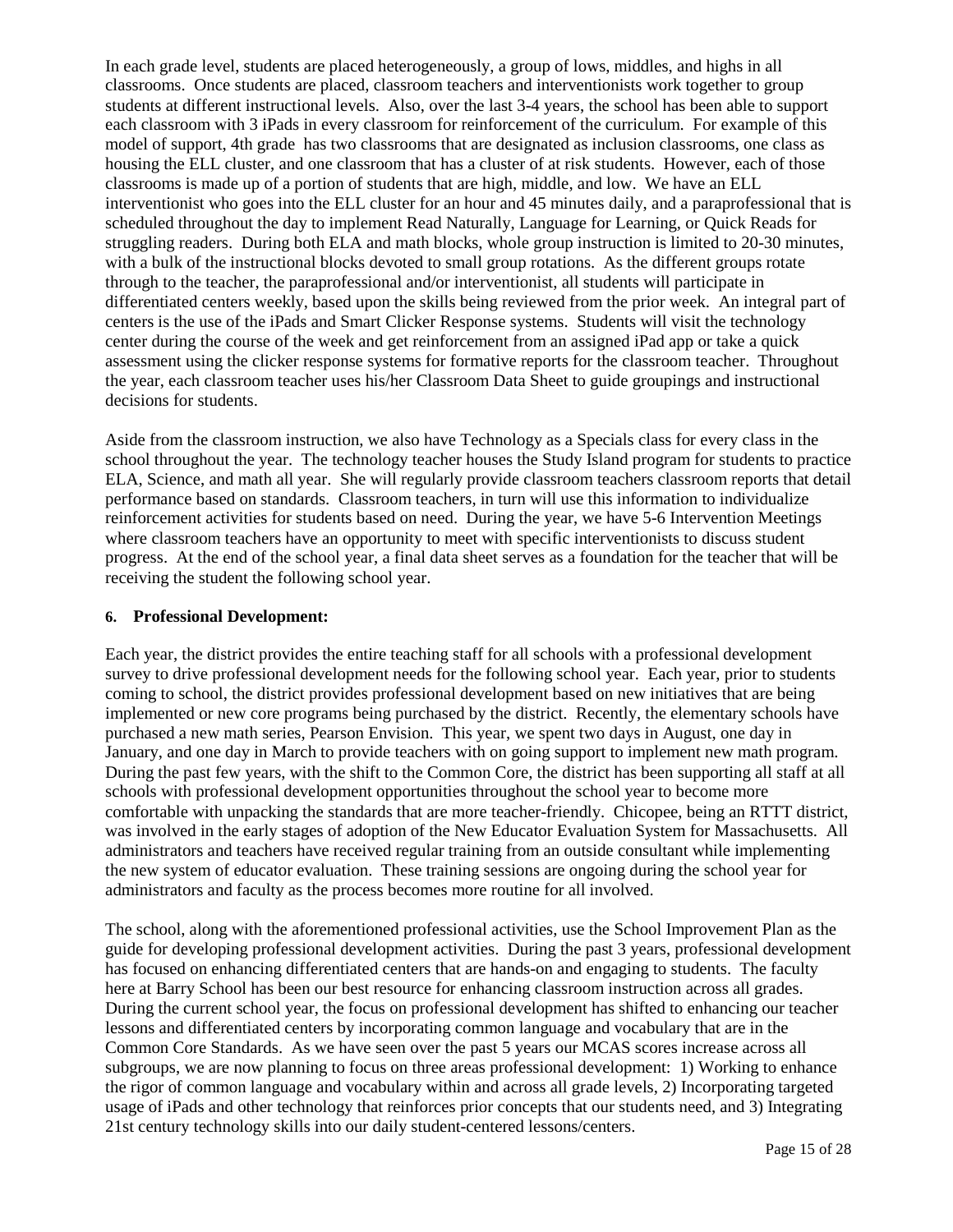In each grade level, students are placed heterogeneously, a group of lows, middles, and highs in all classrooms. Once students are placed, classroom teachers and interventionists work together to group students at different instructional levels. Also, over the last 3-4 years, the school has been able to support each classroom with 3 iPads in every classroom for reinforcement of the curriculum. For example of this model of support, 4th grade has two classrooms that are designated as inclusion classrooms, one class as housing the ELL cluster, and one classroom that has a cluster of at risk students. However, each of those classrooms is made up of a portion of students that are high, middle, and low. We have an ELL interventionist who goes into the ELL cluster for an hour and 45 minutes daily, and a paraprofessional that is scheduled throughout the day to implement Read Naturally, Language for Learning, or Quick Reads for struggling readers. During both ELA and math blocks, whole group instruction is limited to 20-30 minutes, with a bulk of the instructional blocks devoted to small group rotations. As the different groups rotate through to the teacher, the paraprofessional and/or interventionist, all students will participate in differentiated centers weekly, based upon the skills being reviewed from the prior week. An integral part of centers is the use of the iPads and Smart Clicker Response systems. Students will visit the technology center during the course of the week and get reinforcement from an assigned iPad app or take a quick assessment using the clicker response systems for formative reports for the classroom teacher. Throughout the year, each classroom teacher uses his/her Classroom Data Sheet to guide groupings and instructional decisions for students.

Aside from the classroom instruction, we also have Technology as a Specials class for every class in the school throughout the year. The technology teacher houses the Study Island program for students to practice ELA, Science, and math all year. She will regularly provide classroom teachers classroom reports that detail performance based on standards. Classroom teachers, in turn will use this information to individualize reinforcement activities for students based on need. During the year, we have 5-6 Intervention Meetings where classroom teachers have an opportunity to meet with specific interventionists to discuss student progress. At the end of the school year, a final data sheet serves as a foundation for the teacher that will be receiving the student the following school year.

**6. Professional Development:**

Each year, the district provides the entire teaching staff for all schools with a professional development survey to drive professional development needs for the following school year. Each year, prior to students coming to school, the district provides professional development based on new initiatives that are being implemented or new core programs being purchased by the district. Recently, the elementary schools have purchased a new math series, Pearson Envision. This year, we spent two days in August, one day in January, and one day in March to provide teachers with on going support to implement new math program. During the past few years, with the shift to the Common Core, the district has been supporting all staff at all schools with professional development opportunities throughout the school year to become more comfortable with unpacking the standards that are more teacher-friendly. Chicopee, being an RTTT district, was involved in the early stages of adoption of the New Educator Evaluation System for Massachusetts. All administrators and teachers have received regular training from an outside consultant while implementing the new system of educator evaluation. These training sessions are ongoing during the school year for administrators and faculty as the process becomes more routine for all involved.

The school, along with the aforementioned professional activities, use the School Improvement Plan as the guide for developing professional development activities. During the past 3 years, professional development has focused on enhancing differentiated centers that are hands-on and engaging to students. The faculty here at Barry School has been our best resource for enhancing classroom instruction across all grades. During the current school year, the focus on professional development has shifted to enhancing our teacher lessons and differentiated centers by incorporating common language and vocabulary that are in the Common Core Standards. As we have seen over the past 5 years our MCAS scores increase across all subgroups, we are now planning to focus on three areas professional development: 1) Working to enhance the rigor of common language and vocabulary within and across all grade levels, 2) Incorporating targeted usage of iPads and other technology that reinforces prior concepts that our students need, and 3) Integrating 21st century technology skills into our daily student-centered lessons/centers.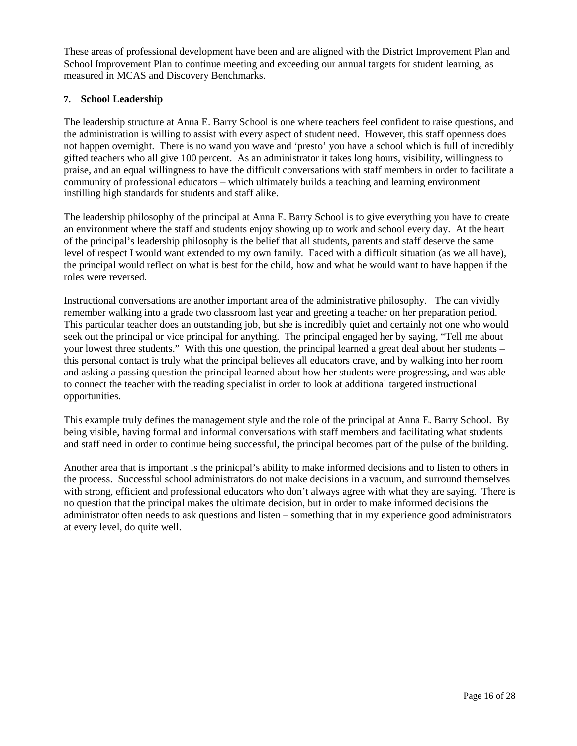These areas of professional development have been and are aligned with the District Improvement Plan and School Improvement Plan to continue meeting and exceeding our annual targets for student learning, as measured in MCAS and Discovery Benchmarks.

**7. School Leadership**

The leadership structure at Anna E. Barry School is one where teachers feel confident to raise questions, and the administration is willing to assist with every aspect of student need. However, this staff openness does not happen overnight. There is no wand you wave and 'presto' you have a school which is full of incredibly gifted teachers who all give 100 percent. As an administrator it takes long hours, visibility, willingness to praise, and an equal willingness to have the difficult conversations with staff members in order to facilitate a community of professional educators – which ultimately builds a teaching and learning environment instilling high standards for students and staff alike.

The leadership philosophy of the principal at Anna E. Barry School is to give everything you have to create an environment where the staff and students enjoy showing up to work and school every day. At the heart of the principal's leadership philosophy is the belief that all students, parents and staff deserve the same level of respect I would want extended to my own family. Faced with a difficult situation (as we all have), the principal would reflect on what is best for the child, how and what he would want to have happen if the roles were reversed.

Instructional conversations are another important area of the administrative philosophy. The can vividly remember walking into a grade two classroom last year and greeting a teacher on her preparation period. This particular teacher does an outstanding job, but she is incredibly quiet and certainly not one who would seek out the principal or vice principal for anything. The principal engaged her by saying, "Tell me about your lowest three students." With this one question, the principal learned a great deal about her students – this personal contact is truly what the principal believes all educators crave, and by walking into her room and asking a passing question the principal learned about how her students were progressing, and was able to connect the teacher with the reading specialist in order to look at additional targeted instructional opportunities.

This example truly defines the management style and the role of the principal at Anna E. Barry School. By being visible, having formal and informal conversations with staff members and facilitating what students and staff need in order to continue being successful, the principal becomes part of the pulse of the building.

Another area that is important is the prinicpal's ability to make informed decisions and to listen to others in the process. Successful school administrators do not make decisions in a vacuum, and surround themselves with strong, efficient and professional educators who don't always agree with what they are saying. There is no question that the principal makes the ultimate decision, but in order to make informed decisions the administrator often needs to ask questions and listen – something that in my experience good administrators at every level, do quite well.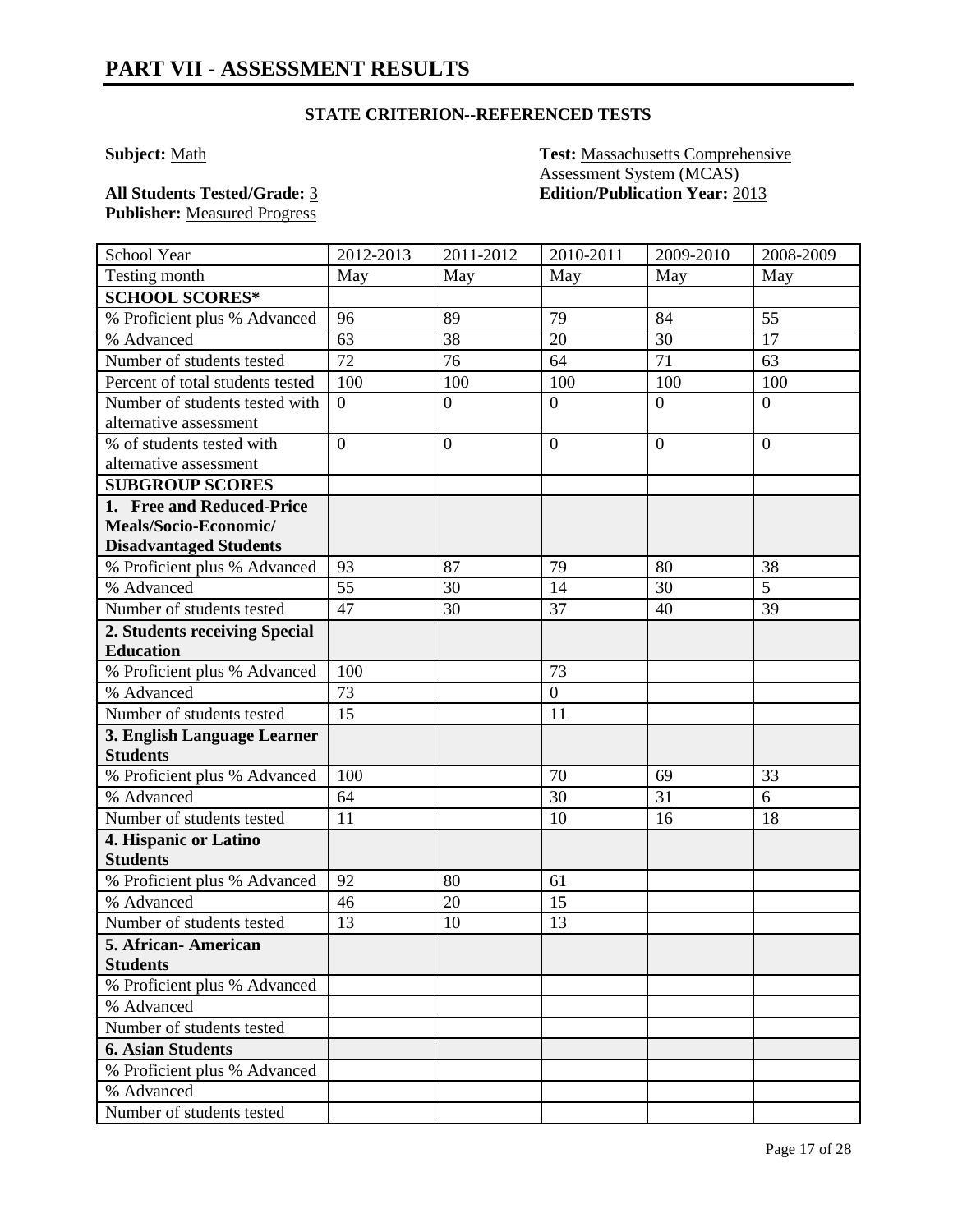# PART VII - ASSESSMENT RESULTS

**STATE CRITERION--REFERENCED TESTS**

**Subject:** Math

**Test:** Massachusetts Comprehensive Assessment System (MCAS)

**All Students Tested/Grade:** 3

**Edition/Publication Year:** 2013

**Publisher:** Measured Progress

| School Year | 2012-2013 | 2011-2012 | 2010-2011 | 2009-2010 | 2008-2009 |
|---|---|---|---|---|---|
| Testing month | May | May | May | May | May |
| **SCHOOL SCORES*** | | | | | |
| % Proficient plus % Advanced | 96 | 89 | 79 | 84 | 55 |
| % Advanced | 63 | 38 | 20 | 30 | 17 |
| Number of students tested | 72 | 76 | 64 | 71 | 63 |
| Percent of total students tested | 100 | 100 | 100 | 100 | 100 |
| Number of students tested with alternative assessment | 0 | 0 | 0 | 0 | 0 |
| % of students tested with alternative assessment | 0 | 0 | 0 | 0 | 0 |
| **SUBGROUP SCORES** | | | | | |
| **1. Free and Reduced-Price Meals/Socio-Economic/ Disadvantaged Students** | | | | | |
| % Proficient plus % Advanced | 93 | 87 | 79 | 80 | 38 |
| % Advanced | 55 | 30 | 14 | 30 | 5 |
| Number of students tested | 47 | 30 | 37 | 40 | 39 |
| **2. Students receiving Special Education** | | | | | |
| % Proficient plus % Advanced | 100 | | 73 | | |
| % Advanced | 73 | | 0 | | |
| Number of students tested | 15 | | 11 | | |
| **3. English Language Learner Students** | | | | | |
| % Proficient plus % Advanced | 100 | | 70 | 69 | 33 |
| % Advanced | 64 | | 30 | 31 | 6 |
| Number of students tested | 11 | | 10 | 16 | 18 |
| **4. Hispanic or Latino Students** | | | | | |
| % Proficient plus % Advanced | 92 | 80 | 61 | | |
| % Advanced | 46 | 20 | 15 | | |
| Number of students tested | 13 | 10 | 13 | | |
| **5. African- American Students** | | | | | |
| % Proficient plus % Advanced | | | | | |
| % Advanced | | | | | |
| Number of students tested | | | | | |
| **6. Asian Students** | | | | | |
| % Proficient plus % Advanced | | | | | |
| % Advanced | | | | | |
| Number of students tested | | | | | |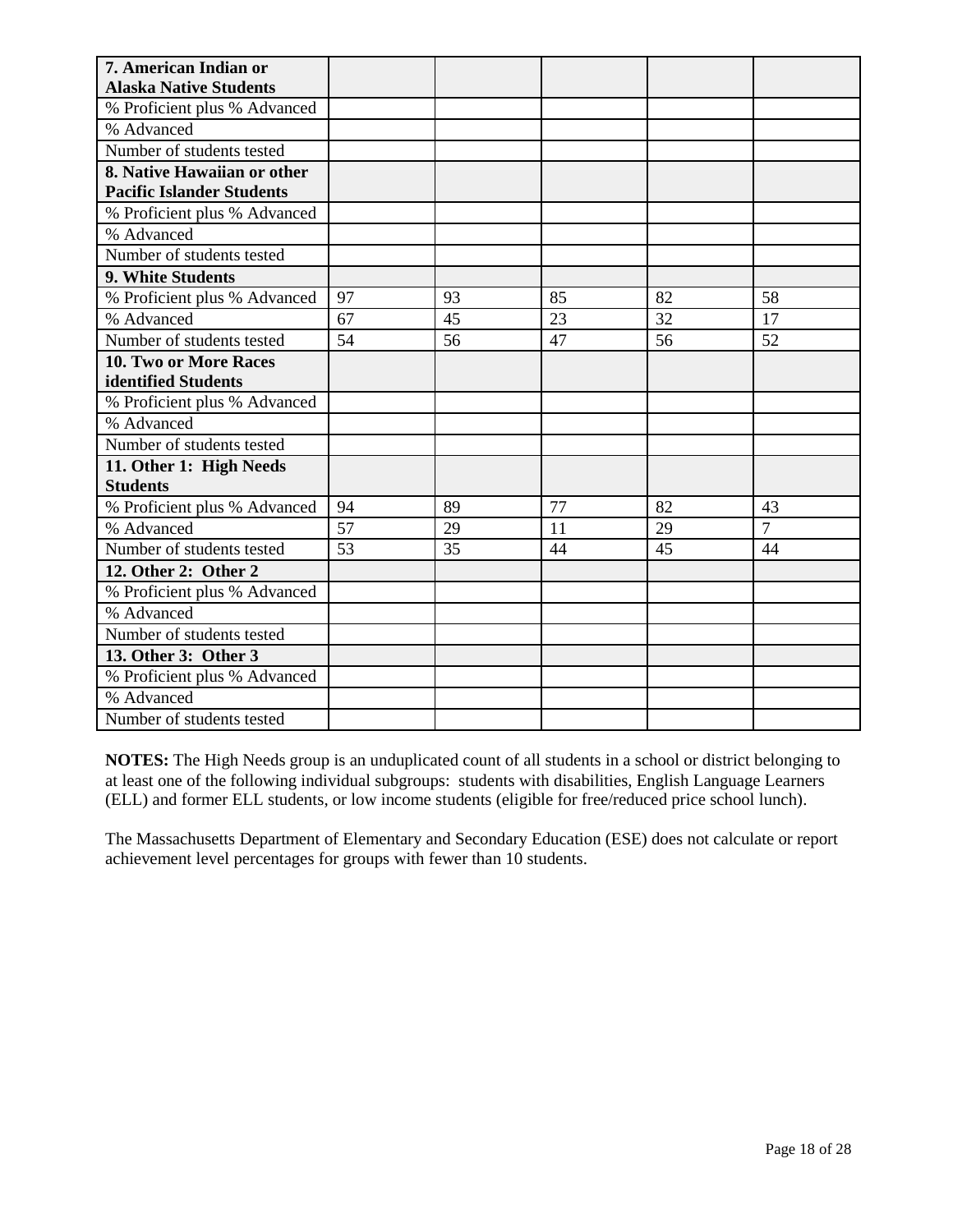| **7. American Indian or Alaska Native Students** | | | | | |
|---|---|---|---|---|---|
| % Proficient plus % Advanced | | | | | |
| % Advanced | | | | | |
| Number of students tested | | | | | |
| **8. Native Hawaiian or other Pacific Islander Students** | | | | | |
| % Proficient plus % Advanced | | | | | |
| % Advanced | | | | | |
| Number of students tested | | | | | |
| **9. White Students** | | | | | |
| % Proficient plus % Advanced | 97 | 93 | 85 | 82 | 58 |
| % Advanced | 67 | 45 | 23 | 32 | 17 |
| Number of students tested | 54 | 56 | 47 | 56 | 52 |
| **10. Two or More Races identified Students** | | | | | |
| % Proficient plus % Advanced | | | | | |
| % Advanced | | | | | |
| Number of students tested | | | | | |
| **11. Other 1: High Needs Students** | | | | | |
| % Proficient plus % Advanced | 94 | 89 | 77 | 82 | 43 |
| % Advanced | 57 | 29 | 11 | 29 | 7 |
| Number of students tested | 53 | 35 | 44 | 45 | 44 |
| **12. Other 2: Other 2** | | | | | |
| % Proficient plus % Advanced | | | | | |
| % Advanced | | | | | |
| Number of students tested | | | | | |
| **13. Other 3: Other 3** | | | | | |
| % Proficient plus % Advanced | | | | | |
| % Advanced | | | | | |
| Number of students tested | | | | | |

**NOTES:** The High Needs group is an unduplicated count of all students in a school or district belonging to at least one of the following individual subgroups: students with disabilities, English Language Learners (ELL) and former ELL students, or low income students (eligible for free/reduced price school lunch).

The Massachusetts Department of Elementary and Secondary Education (ESE) does not calculate or report achievement level percentages for groups with fewer than 10 students.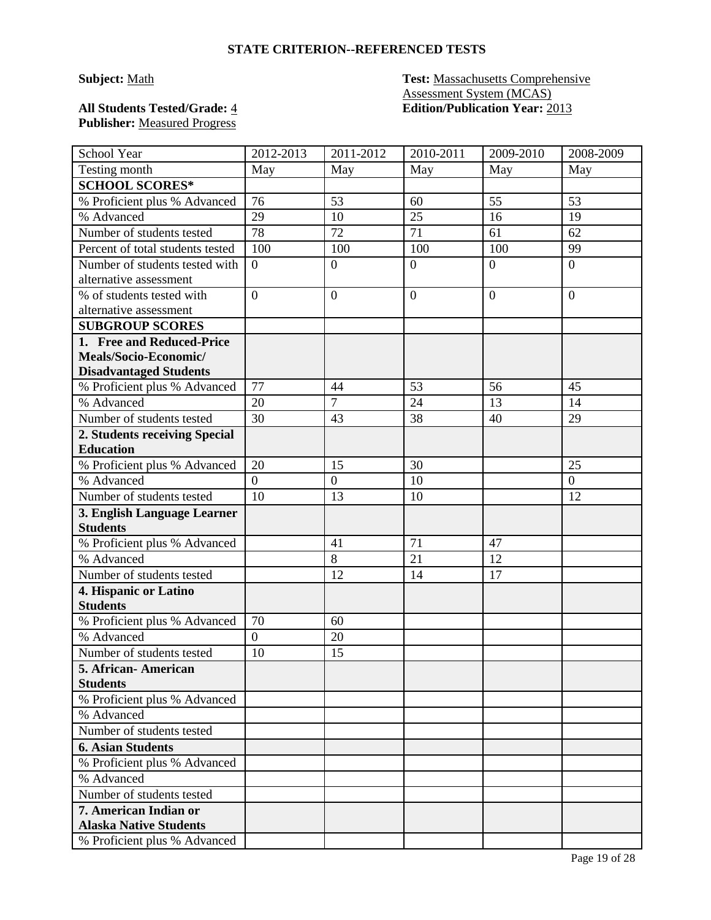# STATE CRITERION--REFERENCED TESTS

**Subject:** Math

**Test:** Massachusetts Comprehensive Assessment System (MCAS)

**All Students Tested/Grade:** 4

**Edition/Publication Year:** 2013

**Publisher:** Measured Progress

| School Year | 2012-2013 | 2011-2012 | 2010-2011 | 2009-2010 | 2008-2009 |
|---|---|---|---|---|---|
| Testing month | May | May | May | May | May |
| **SCHOOL SCORES*** | | | | | |
| % Proficient plus % Advanced | 76 | 53 | 60 | 55 | 53 |
| % Advanced | 29 | 10 | 25 | 16 | 19 |
| Number of students tested | 78 | 72 | 71 | 61 | 62 |
| Percent of total students tested | 100 | 100 | 100 | 100 | 99 |
| Number of students tested with alternative assessment | 0 | 0 | 0 | 0 | 0 |
| % of students tested with alternative assessment | 0 | 0 | 0 | 0 | 0 |
| **SUBGROUP SCORES** | | | | | |
| **1. Free and Reduced-Price Meals/Socio-Economic/ Disadvantaged Students** | | | | | |
| % Proficient plus % Advanced | 77 | 44 | 53 | 56 | 45 |
| % Advanced | 20 | 7 | 24 | 13 | 14 |
| Number of students tested | 30 | 43 | 38 | 40 | 29 |
| **2. Students receiving Special Education** | | | | | |
| % Proficient plus % Advanced | 20 | 15 | 30 | | 25 |
| % Advanced | 0 | 0 | 10 | | 0 |
| Number of students tested | 10 | 13 | 10 | | 12 |
| **3. English Language Learner Students** | | | | | |
| % Proficient plus % Advanced | | 41 | 71 | 47 | |
| % Advanced | | 8 | 21 | 12 | |
| Number of students tested | | 12 | 14 | 17 | |
| **4. Hispanic or Latino Students** | | | | | |
| % Proficient plus % Advanced | 70 | 60 | | | |
| % Advanced | 0 | 20 | | | |
| Number of students tested | 10 | 15 | | | |
| **5. African- American Students** | | | | | |
| % Proficient plus % Advanced | | | | | |
| % Advanced | | | | | |
| Number of students tested | | | | | |
| **6. Asian Students** | | | | | |
| % Proficient plus % Advanced | | | | | |
| % Advanced | | | | | |
| Number of students tested | | | | | |
| **7. American Indian or Alaska Native Students** | | | | | |
| % Proficient plus % Advanced | | | | | |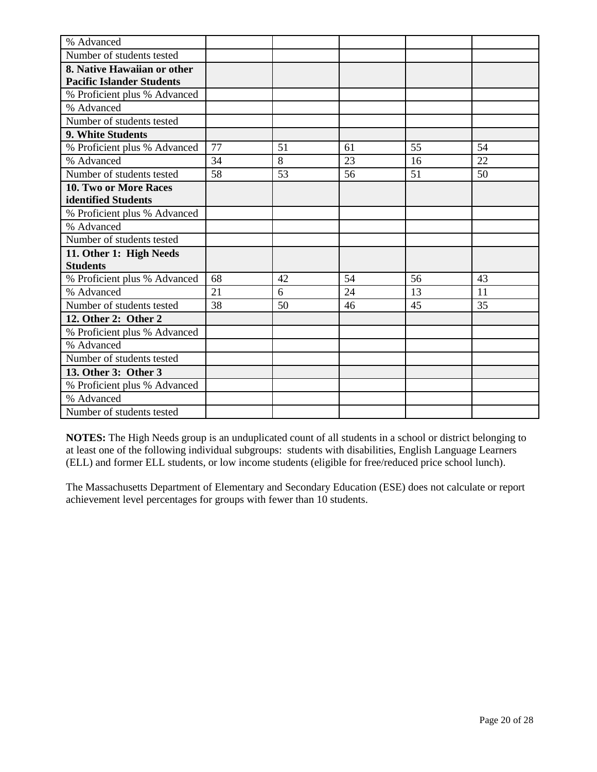| | | | | | |
|---|---|---|---|---|---|
| % Advanced | | | | | |
| Number of students tested | | | | | |
| **8. Native Hawaiian or other Pacific Islander Students** | | | | | |
| % Proficient plus % Advanced | | | | | |
| % Advanced | | | | | |
| Number of students tested | | | | | |
| **9. White Students** | | | | | |
| % Proficient plus % Advanced | 77 | 51 | 61 | 55 | 54 |
| % Advanced | 34 | 8 | 23 | 16 | 22 |
| Number of students tested | 58 | 53 | 56 | 51 | 50 |
| **10. Two or More Races identified Students** | | | | | |
| % Proficient plus % Advanced | | | | | |
| % Advanced | | | | | |
| Number of students tested | | | | | |
| **11. Other 1: High Needs Students** | | | | | |
| % Proficient plus % Advanced | 68 | 42 | 54 | 56 | 43 |
| % Advanced | 21 | 6 | 24 | 13 | 11 |
| Number of students tested | 38 | 50 | 46 | 45 | 35 |
| **12. Other 2: Other 2** | | | | | |
| % Proficient plus % Advanced | | | | | |
| % Advanced | | | | | |
| Number of students tested | | | | | |
| **13. Other 3: Other 3** | | | | | |
| % Proficient plus % Advanced | | | | | |
| % Advanced | | | | | |
| Number of students tested | | | | | |

**NOTES:** The High Needs group is an unduplicated count of all students in a school or district belonging to at least one of the following individual subgroups: students with disabilities, English Language Learners (ELL) and former ELL students, or low income students (eligible for free/reduced price school lunch).

The Massachusetts Department of Elementary and Secondary Education (ESE) does not calculate or report achievement level percentages for groups with fewer than 10 students.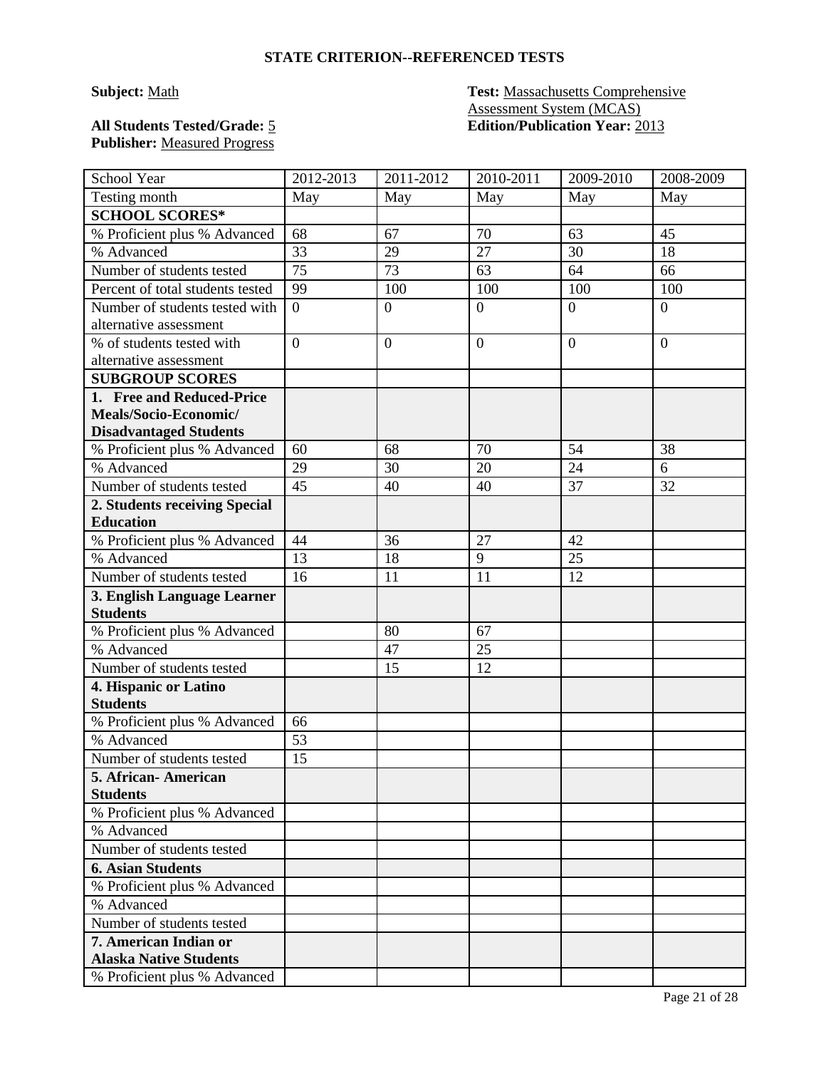## STATE CRITERION--REFERENCED TESTS

**Subject:** Math

**All Students Tested/Grade:** 5

**Publisher:** Measured Progress

**Test:** Massachusetts Comprehensive Assessment System (MCAS)

**Edition/Publication Year:** 2013

| School Year | 2012-2013 | 2011-2012 | 2010-2011 | 2009-2010 | 2008-2009 |
|---|---|---|---|---|---|
| Testing month | May | May | May | May | May |
| **SCHOOL SCORES*** | | | | | |
| % Proficient plus % Advanced | 68 | 67 | 70 | 63 | 45 |
| % Advanced | 33 | 29 | 27 | 30 | 18 |
| Number of students tested | 75 | 73 | 63 | 64 | 66 |
| Percent of total students tested | 99 | 100 | 100 | 100 | 100 |
| Number of students tested with alternative assessment | 0 | 0 | 0 | 0 | 0 |
| % of students tested with alternative assessment | 0 | 0 | 0 | 0 | 0 |
| **SUBGROUP SCORES** | | | | | |
| **1. Free and Reduced-Price Meals/Socio-Economic/ Disadvantaged Students** | | | | | |
| % Proficient plus % Advanced | 60 | 68 | 70 | 54 | 38 |
| % Advanced | 29 | 30 | 20 | 24 | 6 |
| Number of students tested | 45 | 40 | 40 | 37 | 32 |
| **2. Students receiving Special Education** | | | | | |
| % Proficient plus % Advanced | 44 | 36 | 27 | 42 | |
| % Advanced | 13 | 18 | 9 | 25 | |
| Number of students tested | 16 | 11 | 11 | 12 | |
| **3. English Language Learner Students** | | | | | |
| % Proficient plus % Advanced | | 80 | 67 | | |
| % Advanced | | 47 | 25 | | |
| Number of students tested | | 15 | 12 | | |
| **4. Hispanic or Latino Students** | | | | | |
| % Proficient plus % Advanced | 66 | | | | |
| % Advanced | 53 | | | | |
| Number of students tested | 15 | | | | |
| **5. African- American Students** | | | | | |
| % Proficient plus % Advanced | | | | | |
| % Advanced | | | | | |
| Number of students tested | | | | | |
| **6. Asian Students** | | | | | |
| % Proficient plus % Advanced | | | | | |
| % Advanced | | | | | |
| Number of students tested | | | | | |
| **7. American Indian or Alaska Native Students** | | | | | |
| % Proficient plus % Advanced | | | | | |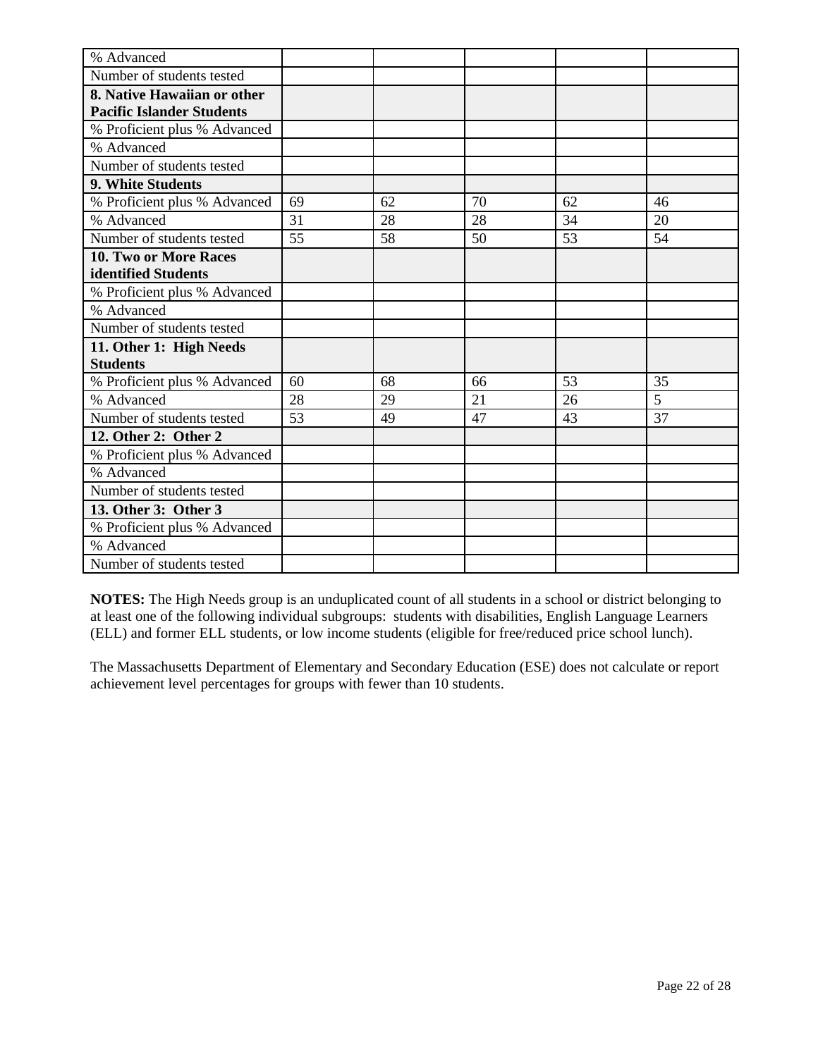| | | | | | |
|---|---|---|---|---|---|
| % Advanced | | | | | |
| Number of students tested | | | | | |
| **8. Native Hawaiian or other Pacific Islander Students** | | | | | |
| % Proficient plus % Advanced | | | | | |
| % Advanced | | | | | |
| Number of students tested | | | | | |
| **9. White Students** | | | | | |
| % Proficient plus % Advanced | 69 | 62 | 70 | 62 | 46 |
| % Advanced | 31 | 28 | 28 | 34 | 20 |
| Number of students tested | 55 | 58 | 50 | 53 | 54 |
| **10. Two or More Races identified Students** | | | | | |
| % Proficient plus % Advanced | | | | | |
| % Advanced | | | | | |
| Number of students tested | | | | | |
| **11. Other 1: High Needs Students** | | | | | |
| % Proficient plus % Advanced | 60 | 68 | 66 | 53 | 35 |
| % Advanced | 28 | 29 | 21 | 26 | 5 |
| Number of students tested | 53 | 49 | 47 | 43 | 37 |
| **12. Other 2: Other 2** | | | | | |
| % Proficient plus % Advanced | | | | | |
| % Advanced | | | | | |
| Number of students tested | | | | | |
| **13. Other 3: Other 3** | | | | | |
| % Proficient plus % Advanced | | | | | |
| % Advanced | | | | | |
| Number of students tested | | | | | |

**NOTES:** The High Needs group is an unduplicated count of all students in a school or district belonging to at least one of the following individual subgroups: students with disabilities, English Language Learners (ELL) and former ELL students, or low income students (eligible for free/reduced price school lunch).

The Massachusetts Department of Elementary and Secondary Education (ESE) does not calculate or report achievement level percentages for groups with fewer than 10 students.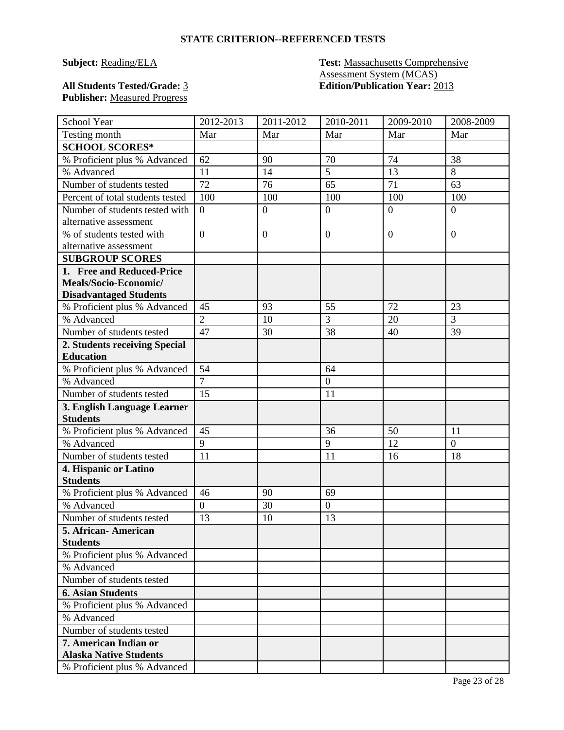## STATE CRITERION--REFERENCED TESTS

**Subject:** Reading/ELA

**Test:** Massachusetts Comprehensive Assessment System (MCAS)

**All Students Tested/Grade:** 3

**Edition/Publication Year:** 2013

**Publisher:** Measured Progress

| School Year | 2012-2013 | 2011-2012 | 2010-2011 | 2009-2010 | 2008-2009 |
|---|---|---|---|---|---|
| Testing month | Mar | Mar | Mar | Mar | Mar |
| **SCHOOL SCORES*** | | | | | |
| % Proficient plus % Advanced | 62 | 90 | 70 | 74 | 38 |
| % Advanced | 11 | 14 | 5 | 13 | 8 |
| Number of students tested | 72 | 76 | 65 | 71 | 63 |
| Percent of total students tested | 100 | 100 | 100 | 100 | 100 |
| Number of students tested with alternative assessment | 0 | 0 | 0 | 0 | 0 |
| % of students tested with alternative assessment | 0 | 0 | 0 | 0 | 0 |
| **SUBGROUP SCORES** | | | | | |
| **1. Free and Reduced-Price Meals/Socio-Economic/ Disadvantaged Students** | | | | | |
| % Proficient plus % Advanced | 45 | 93 | 55 | 72 | 23 |
| % Advanced | 2 | 10 | 3 | 20 | 3 |
| Number of students tested | 47 | 30 | 38 | 40 | 39 |
| **2. Students receiving Special Education** | | | | | |
| % Proficient plus % Advanced | 54 | | 64 | | |
| % Advanced | 7 | | 0 | | |
| Number of students tested | 15 | | 11 | | |
| **3. English Language Learner Students** | | | | | |
| % Proficient plus % Advanced | 45 | | 36 | 50 | 11 |
| % Advanced | 9 | | 9 | 12 | 0 |
| Number of students tested | 11 | | 11 | 16 | 18 |
| **4. Hispanic or Latino Students** | | | | | |
| % Proficient plus % Advanced | 46 | 90 | 69 | | |
| % Advanced | 0 | 30 | 0 | | |
| Number of students tested | 13 | 10 | 13 | | |
| **5. African- American Students** | | | | | |
| % Proficient plus % Advanced | | | | | |
| % Advanced | | | | | |
| Number of students tested | | | | | |
| **6. Asian Students** | | | | | |
| % Proficient plus % Advanced | | | | | |
| % Advanced | | | | | |
| Number of students tested | | | | | |
| **7. American Indian or Alaska Native Students** | | | | | |
| % Proficient plus % Advanced | | | | | |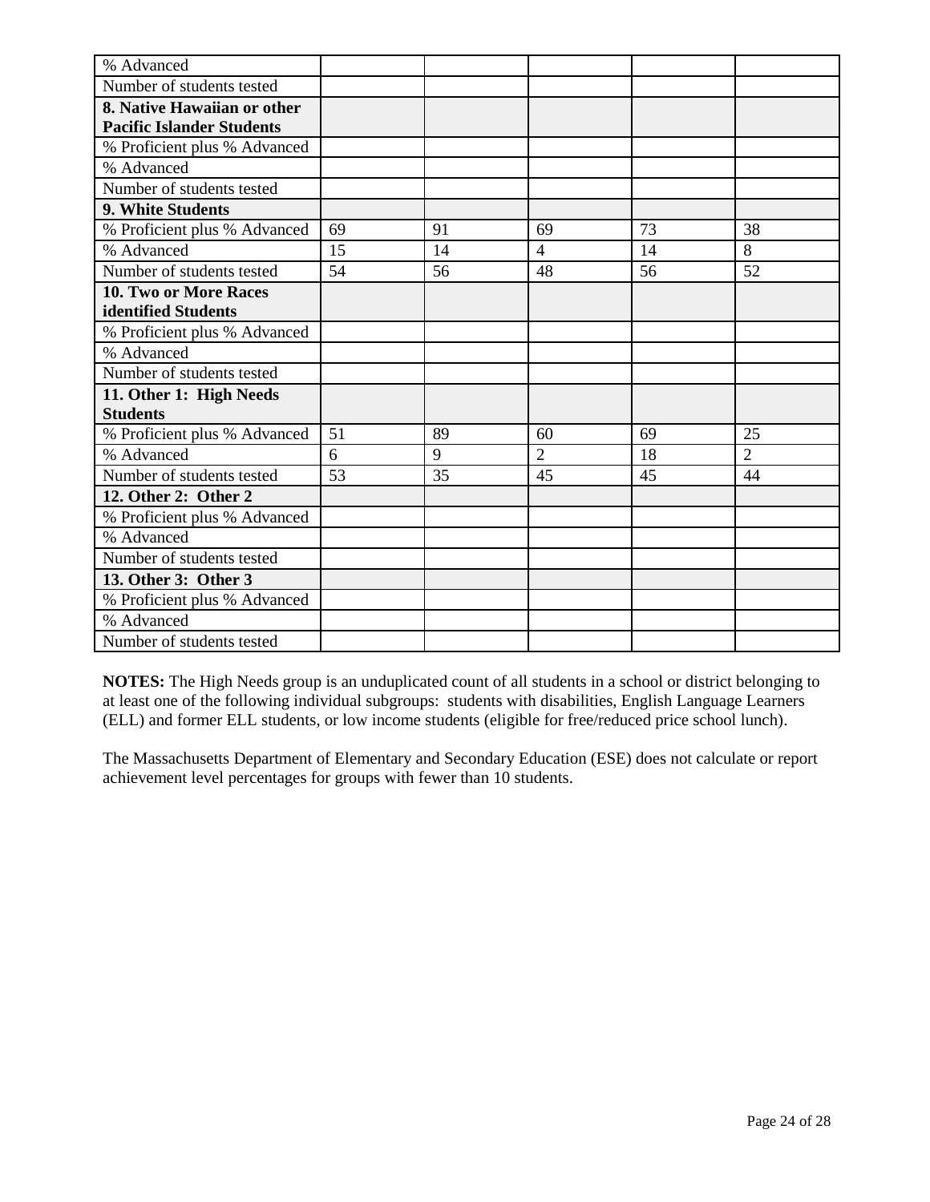| | | | | | |
|---|---|---|---|---|---|
| % Advanced | | | | | |
| Number of students tested | | | | | |
| **8. Native Hawaiian or other Pacific Islander Students** | | | | | |
| % Proficient plus % Advanced | | | | | |
| % Advanced | | | | | |
| Number of students tested | | | | | |
| **9. White Students** | | | | | |
| % Proficient plus % Advanced | 69 | 91 | 69 | 73 | 38 |
| % Advanced | 15 | 14 | 4 | 14 | 8 |
| Number of students tested | 54 | 56 | 48 | 56 | 52 |
| **10. Two or More Races identified Students** | | | | | |
| % Proficient plus % Advanced | | | | | |
| % Advanced | | | | | |
| Number of students tested | | | | | |
| **11. Other 1: High Needs Students** | | | | | |
| % Proficient plus % Advanced | 51 | 89 | 60 | 69 | 25 |
| % Advanced | 6 | 9 | 2 | 18 | 2 |
| Number of students tested | 53 | 35 | 45 | 45 | 44 |
| **12. Other 2: Other 2** | | | | | |
| % Proficient plus % Advanced | | | | | |
| % Advanced | | | | | |
| Number of students tested | | | | | |
| **13. Other 3: Other 3** | | | | | |
| % Proficient plus % Advanced | | | | | |
| % Advanced | | | | | |
| Number of students tested | | | | | |

**NOTES:** The High Needs group is an unduplicated count of all students in a school or district belonging to at least one of the following individual subgroups: students with disabilities, English Language Learners (ELL) and former ELL students, or low income students (eligible for free/reduced price school lunch).

The Massachusetts Department of Elementary and Secondary Education (ESE) does not calculate or report achievement level percentages for groups with fewer than 10 students.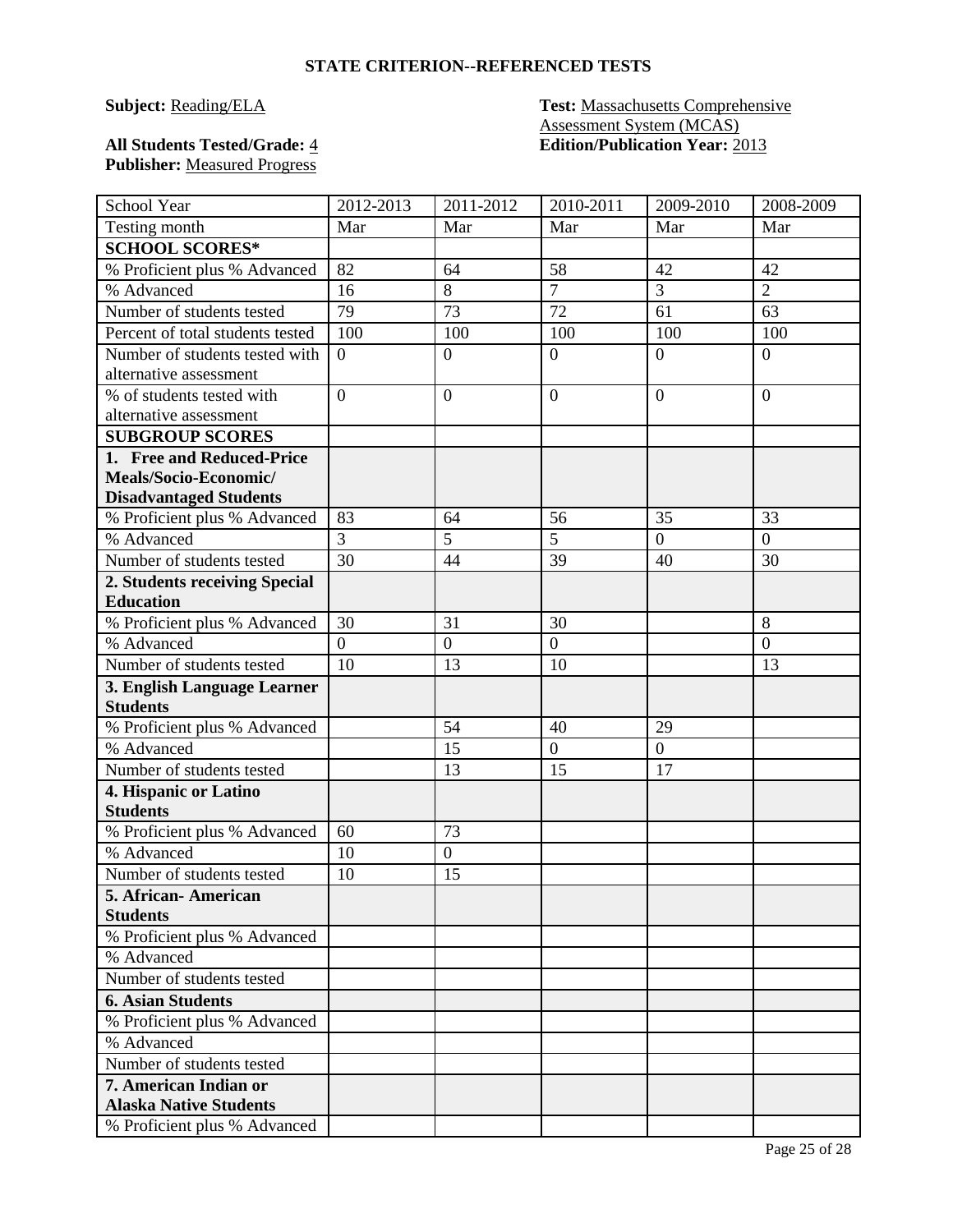## STATE CRITERION--REFERENCED TESTS

**Subject:** Reading/ELA
**Test:** Massachusetts Comprehensive Assessment System (MCAS)
**All Students Tested/Grade:** 4
**Edition/Publication Year:** 2013
**Publisher:** Measured Progress

| School Year | 2012-2013 | 2011-2012 | 2010-2011 | 2009-2010 | 2008-2009 |
|---|---|---|---|---|---|
| Testing month | Mar | Mar | Mar | Mar | Mar |
| **SCHOOL SCORES*** | | | | | |
| % Proficient plus % Advanced | 82 | 64 | 58 | 42 | 42 |
| % Advanced | 16 | 8 | 7 | 3 | 2 |
| Number of students tested | 79 | 73 | 72 | 61 | 63 |
| Percent of total students tested | 100 | 100 | 100 | 100 | 100 |
| Number of students tested with alternative assessment | 0 | 0 | 0 | 0 | 0 |
| % of students tested with alternative assessment | 0 | 0 | 0 | 0 | 0 |
| **SUBGROUP SCORES** | | | | | |
| **1. Free and Reduced-Price Meals/Socio-Economic/ Disadvantaged Students** | | | | | |
| % Proficient plus % Advanced | 83 | 64 | 56 | 35 | 33 |
| % Advanced | 3 | 5 | 5 | 0 | 0 |
| Number of students tested | 30 | 44 | 39 | 40 | 30 |
| **2. Students receiving Special Education** | | | | | |
| % Proficient plus % Advanced | 30 | 31 | 30 | | 8 |
| % Advanced | 0 | 0 | 0 | | 0 |
| Number of students tested | 10 | 13 | 10 | | 13 |
| **3. English Language Learner Students** | | | | | |
| % Proficient plus % Advanced | | 54 | 40 | 29 | |
| % Advanced | | 15 | 0 | 0 | |
| Number of students tested | | 13 | 15 | 17 | |
| **4. Hispanic or Latino Students** | | | | | |
| % Proficient plus % Advanced | 60 | 73 | | | |
| % Advanced | 10 | 0 | | | |
| Number of students tested | 10 | 15 | | | |
| **5. African- American Students** | | | | | |
| % Proficient plus % Advanced | | | | | |
| % Advanced | | | | | |
| Number of students tested | | | | | |
| **6. Asian Students** | | | | | |
| % Proficient plus % Advanced | | | | | |
| % Advanced | | | | | |
| Number of students tested | | | | | |
| **7. American Indian or Alaska Native Students** | | | | | |
| % Proficient plus % Advanced | | | | | |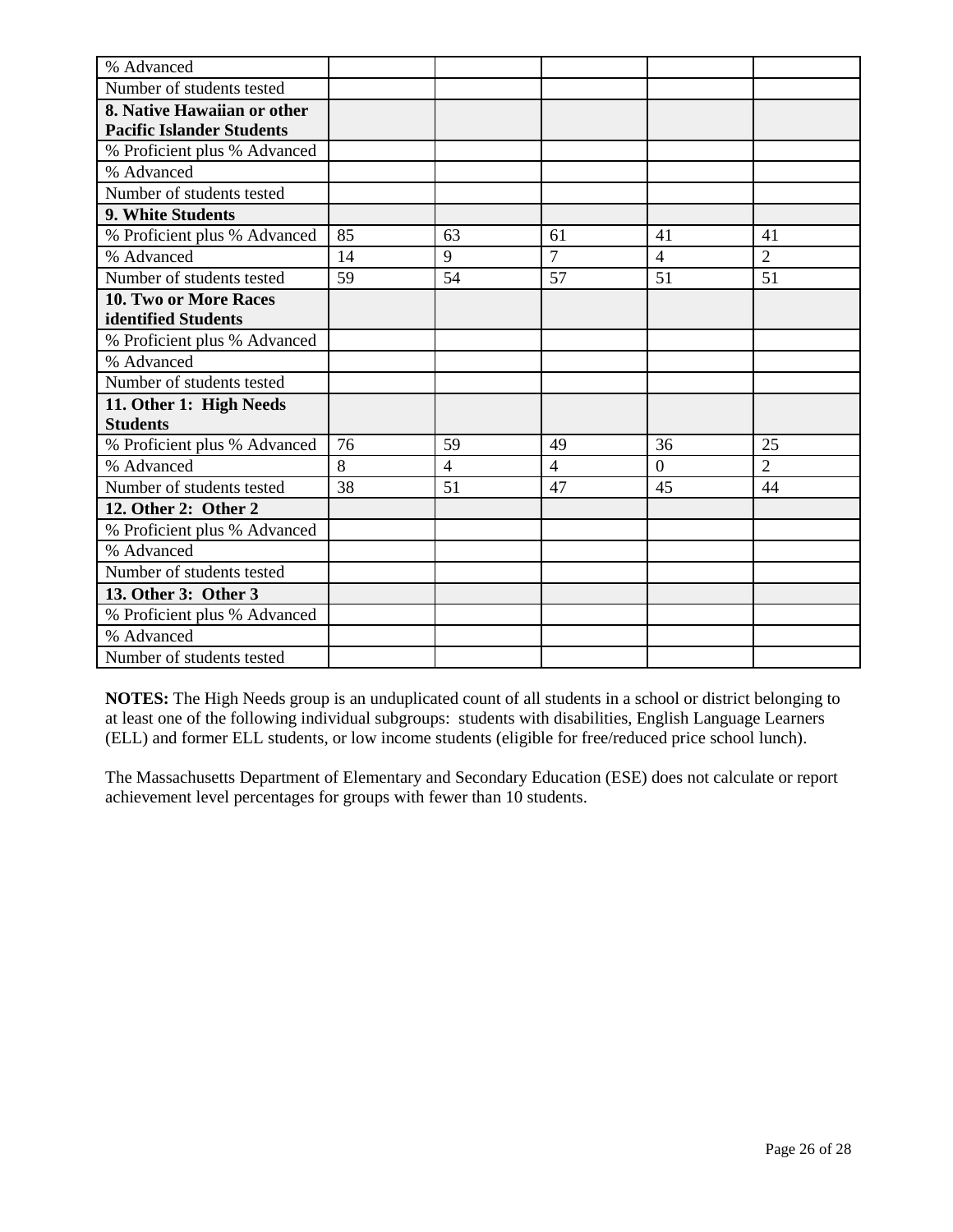| | | | | | |
|---|---|---|---|---|---|
| % Advanced | | | | | |
| Number of students tested | | | | | |
| **8. Native Hawaiian or other Pacific Islander Students** | | | | | |
| % Proficient plus % Advanced | | | | | |
| % Advanced | | | | | |
| Number of students tested | | | | | |
| **9. White Students** | | | | | |
| % Proficient plus % Advanced | 85 | 63 | 61 | 41 | 41 |
| % Advanced | 14 | 9 | 7 | 4 | 2 |
| Number of students tested | 59 | 54 | 57 | 51 | 51 |
| **10. Two or More Races identified Students** | | | | | |
| % Proficient plus % Advanced | | | | | |
| % Advanced | | | | | |
| Number of students tested | | | | | |
| **11. Other 1: High Needs Students** | | | | | |
| % Proficient plus % Advanced | 76 | 59 | 49 | 36 | 25 |
| % Advanced | 8 | 4 | 4 | 0 | 2 |
| Number of students tested | 38 | 51 | 47 | 45 | 44 |
| **12. Other 2: Other 2** | | | | | |
| % Proficient plus % Advanced | | | | | |
| % Advanced | | | | | |
| Number of students tested | | | | | |
| **13. Other 3: Other 3** | | | | | |
| % Proficient plus % Advanced | | | | | |
| % Advanced | | | | | |
| Number of students tested | | | | | |

**NOTES:** The High Needs group is an unduplicated count of all students in a school or district belonging to at least one of the following individual subgroups: students with disabilities, English Language Learners (ELL) and former ELL students, or low income students (eligible for free/reduced price school lunch).

The Massachusetts Department of Elementary and Secondary Education (ESE) does not calculate or report achievement level percentages for groups with fewer than 10 students.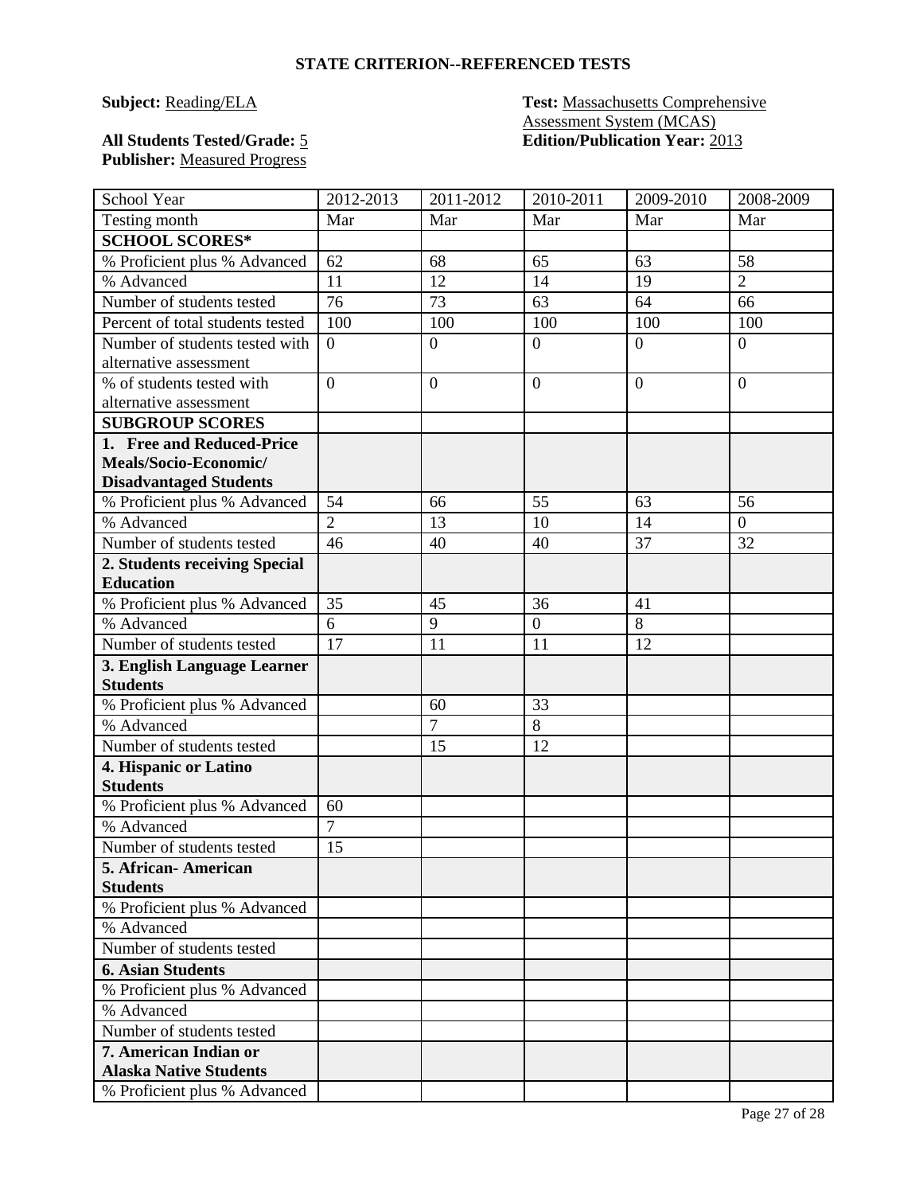## STATE CRITERION--REFERENCED TESTS

**Subject:** Reading/ELA

**Test:** Massachusetts Comprehensive Assessment System (MCAS)

**All Students Tested/Grade:** 5

**Edition/Publication Year:** 2013

**Publisher:** Measured Progress

| School Year | 2012-2013 | 2011-2012 | 2010-2011 | 2009-2010 | 2008-2009 |
|---|---|---|---|---|---|
| Testing month | Mar | Mar | Mar | Mar | Mar |
| **SCHOOL SCORES*** | | | | | |
| % Proficient plus % Advanced | 62 | 68 | 65 | 63 | 58 |
| % Advanced | 11 | 12 | 14 | 19 | 2 |
| Number of students tested | 76 | 73 | 63 | 64 | 66 |
| Percent of total students tested | 100 | 100 | 100 | 100 | 100 |
| Number of students tested with alternative assessment | 0 | 0 | 0 | 0 | 0 |
| % of students tested with alternative assessment | 0 | 0 | 0 | 0 | 0 |
| **SUBGROUP SCORES** | | | | | |
| **1. Free and Reduced-Price Meals/Socio-Economic/ Disadvantaged Students** | | | | | |
| % Proficient plus % Advanced | 54 | 66 | 55 | 63 | 56 |
| % Advanced | 2 | 13 | 10 | 14 | 0 |
| Number of students tested | 46 | 40 | 40 | 37 | 32 |
| **2. Students receiving Special Education** | | | | | |
| % Proficient plus % Advanced | 35 | 45 | 36 | 41 | |
| % Advanced | 6 | 9 | 0 | 8 | |
| Number of students tested | 17 | 11 | 11 | 12 | |
| **3. English Language Learner Students** | | | | | |
| % Proficient plus % Advanced | | 60 | 33 | | |
| % Advanced | | 7 | 8 | | |
| Number of students tested | | 15 | 12 | | |
| **4. Hispanic or Latino Students** | | | | | |
| % Proficient plus % Advanced | 60 | | | | |
| % Advanced | 7 | | | | |
| Number of students tested | 15 | | | | |
| **5. African- American Students** | | | | | |
| % Proficient plus % Advanced | | | | | |
| % Advanced | | | | | |
| Number of students tested | | | | | |
| **6. Asian Students** | | | | | |
| % Proficient plus % Advanced | | | | | |
| % Advanced | | | | | |
| Number of students tested | | | | | |
| **7. American Indian or Alaska Native Students** | | | | | |
| % Proficient plus % Advanced | | | | | |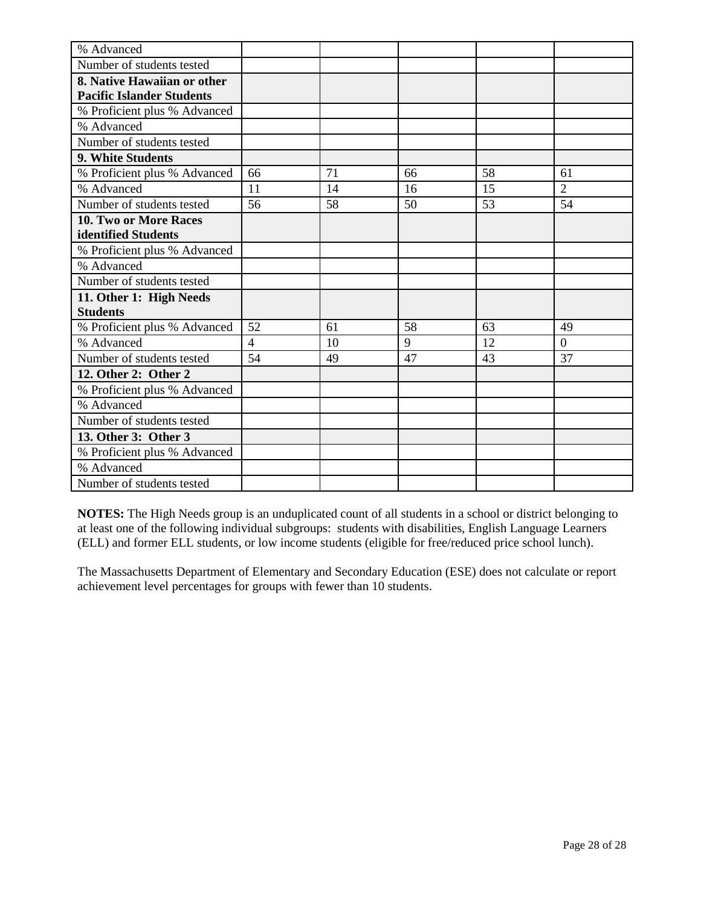| | | | | | |
|---|---|---|---|---|---|
| % Advanced | | | | | |
| Number of students tested | | | | | |
| **8. Native Hawaiian or other Pacific Islander Students** | | | | | |
| % Proficient plus % Advanced | | | | | |
| % Advanced | | | | | |
| Number of students tested | | | | | |
| **9. White Students** | | | | | |
| % Proficient plus % Advanced | 66 | 71 | 66 | 58 | 61 |
| % Advanced | 11 | 14 | 16 | 15 | 2 |
| Number of students tested | 56 | 58 | 50 | 53 | 54 |
| **10. Two or More Races identified Students** | | | | | |
| % Proficient plus % Advanced | | | | | |
| % Advanced | | | | | |
| Number of students tested | | | | | |
| **11. Other 1: High Needs Students** | | | | | |
| % Proficient plus % Advanced | 52 | 61 | 58 | 63 | 49 |
| % Advanced | 4 | 10 | 9 | 12 | 0 |
| Number of students tested | 54 | 49 | 47 | 43 | 37 |
| **12. Other 2: Other 2** | | | | | |
| % Proficient plus % Advanced | | | | | |
| % Advanced | | | | | |
| Number of students tested | | | | | |
| **13. Other 3: Other 3** | | | | | |
| % Proficient plus % Advanced | | | | | |
| % Advanced | | | | | |
| Number of students tested | | | | | |

**NOTES:** The High Needs group is an unduplicated count of all students in a school or district belonging to at least one of the following individual subgroups: students with disabilities, English Language Learners (ELL) and former ELL students, or low income students (eligible for free/reduced price school lunch).

The Massachusetts Department of Elementary and Secondary Education (ESE) does not calculate or report achievement level percentages for groups with fewer than 10 students.